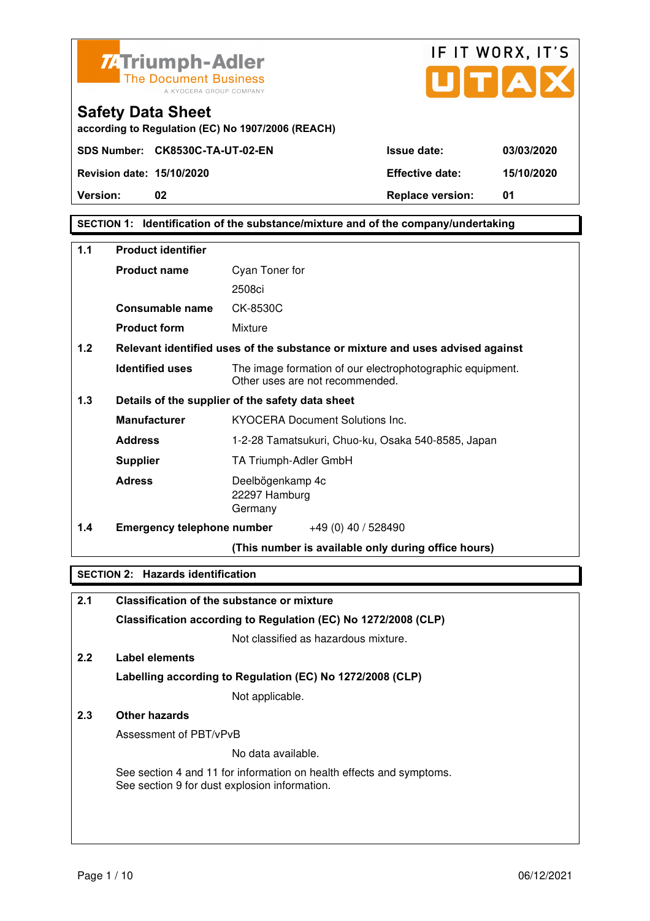TA Triumph-Adler
The Document Business
A KYOCERA GROUP COMPANY

IF IT WORX, IT'S UTAX

# Safety Data Sheet

**according to Regulation (EC) No 1907/2006 (REACH)**

| | | | |
|---|---|---|---|
| **SDS Number:** | **CK8530C-TA-UT-02-EN** | **Issue date:** | **03/03/2020** |
| **Revision date:** | **15/10/2020** | **Effective date:** | **15/10/2020** |
| **Version:** | **02** | **Replace version:** | **01** |

## SECTION 1: Identification of the substance/mixture and of the company/undertaking

### 1.1 Product identifier

| | |
|---|---|
| **Product name** | Cyan Toner for 2508ci |
| **Consumable name** | CK-8530C |
| **Product form** | Mixture |

### 1.2 Relevant identified uses of the substance or mixture and uses advised against

| | |
|---|---|
| **Identified uses** | The image formation of our electrophotographic equipment. Other uses are not recommended. |

### 1.3 Details of the supplier of the safety data sheet

| | |
|---|---|
| **Manufacturer** | KYOCERA Document Solutions Inc. |
| **Address** | 1-2-28 Tamatsukuri, Chuo-ku, Osaka 540-8585, Japan |
| **Supplier** | TA Triumph-Adler GmbH |
| **Adress** | Deelbögenkamp 4c<br>22297 Hamburg<br>Germany |

### 1.4 Emergency telephone number

+49 (0) 40 / 528490

**(This number is available only during office hours)**

## SECTION 2: Hazards identification

### 2.1 Classification of the substance or mixture

**Classification according to Regulation (EC) No 1272/2008 (CLP)**

Not classified as hazardous mixture.

### 2.2 Label elements

**Labelling according to Regulation (EC) No 1272/2008 (CLP)**

Not applicable.

### 2.3 Other hazards

Assessment of PBT/vPvB

No data available.

See section 4 and 11 for information on health effects and symptoms.
See section 9 for dust explosion information.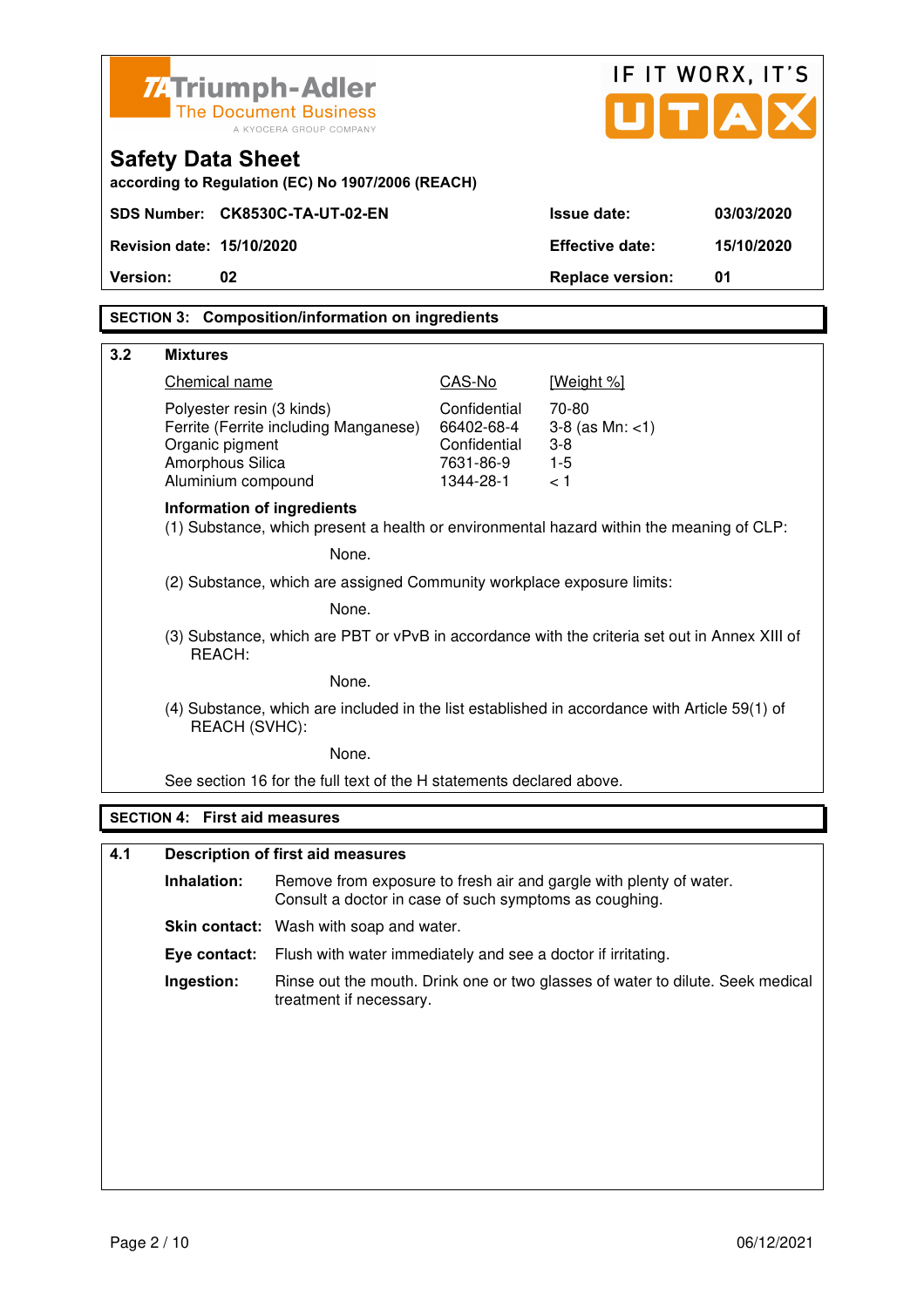# Safety Data Sheet

according to Regulation (EC) No 1907/2006 (REACH)

| SDS Number: | CK8530C-TA-UT-02-EN | Issue date: | 03/03/2020 |
|---|---|---|---|
| Revision date: | 15/10/2020 | Effective date: | 15/10/2020 |
| Version: | 02 | Replace version: | 01 |

## SECTION 3: Composition/information on ingredients

### 3.2 Mixtures

| Chemical name | CAS-No | [Weight %] |
|---|---|---|
| Polyester resin (3 kinds) | Confidential | 70-80 |
| Ferrite (Ferrite including Manganese) | 66402-68-4 | 3-8 (as Mn: <1) |
| Organic pigment | Confidential | 3-8 |
| Amorphous Silica | 7631-86-9 | 1-5 |
| Aluminium compound | 1344-28-1 | < 1 |

**Information of ingredients**

(1) Substance, which present a health or environmental hazard within the meaning of CLP:

None.

(2) Substance, which are assigned Community workplace exposure limits:

None.

(3) Substance, which are PBT or vPvB in accordance with the criteria set out in Annex XIII of REACH:

None.

(4) Substance, which are included in the list established in accordance with Article 59(1) of REACH (SVHC):

None.

See section 16 for the full text of the H statements declared above.

## SECTION 4: First aid measures

### 4.1 Description of first aid measures

**Inhalation:** Remove from exposure to fresh air and gargle with plenty of water. Consult a doctor in case of such symptoms as coughing.

**Skin contact:** Wash with soap and water.

**Eye contact:** Flush with water immediately and see a doctor if irritating.

**Ingestion:** Rinse out the mouth. Drink one or two glasses of water to dilute. Seek medical treatment if necessary.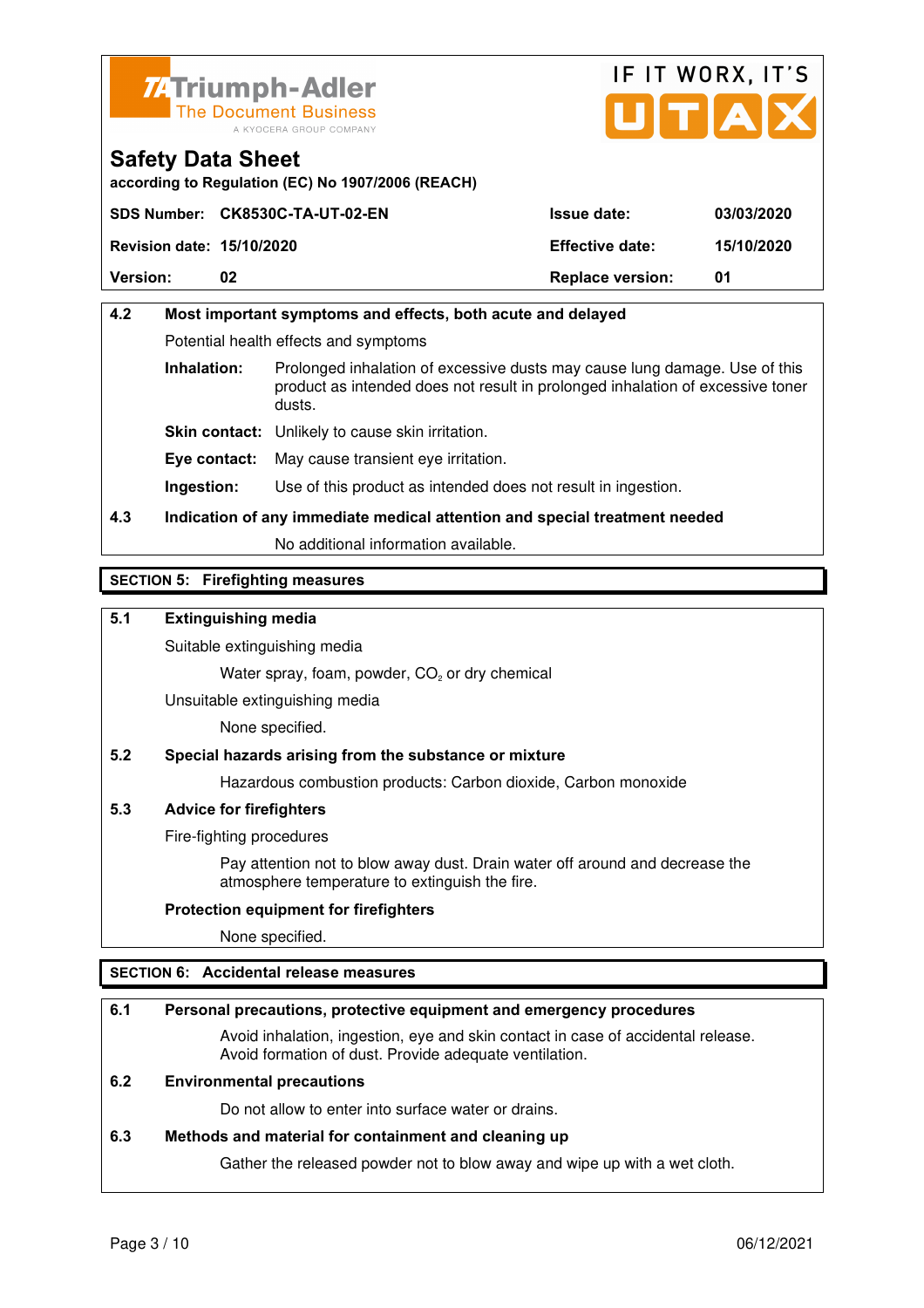**Safety Data Sheet**
according to Regulation (EC) No 1907/2006 (REACH)

| SDS Number: CK8530C-TA-UT-02-EN | Issue date: | 03/03/2020 |
|---|---|---|
| Revision date: 15/10/2020 | Effective date: | 15/10/2020 |
| Version: 02 | Replace version: | 01 |

### 4.2 Most important symptoms and effects, both acute and delayed

Potential health effects and symptoms

**Inhalation:** Prolonged inhalation of excessive dusts may cause lung damage. Use of this product as intended does not result in prolonged inhalation of excessive toner dusts.

**Skin contact:** Unlikely to cause skin irritation.

**Eye contact:** May cause transient eye irritation.

**Ingestion:** Use of this product as intended does not result in ingestion.

### 4.3 Indication of any immediate medical attention and special treatment needed

No additional information available.

## SECTION 5: Firefighting measures

### 5.1 Extinguishing media

Suitable extinguishing media

Water spray, foam, powder, $CO_2$ or dry chemical

Unsuitable extinguishing media

None specified.

### 5.2 Special hazards arising from the substance or mixture

Hazardous combustion products: Carbon dioxide, Carbon monoxide

### 5.3 Advice for firefighters

Fire-fighting procedures

Pay attention not to blow away dust. Drain water off around and decrease the atmosphere temperature to extinguish the fire.

**Protection equipment for firefighters**

None specified.

## SECTION 6: Accidental release measures

### 6.1 Personal precautions, protective equipment and emergency procedures

Avoid inhalation, ingestion, eye and skin contact in case of accidental release. Avoid formation of dust. Provide adequate ventilation.

### 6.2 Environmental precautions

Do not allow to enter into surface water or drains.

### 6.3 Methods and material for containment and cleaning up

Gather the released powder not to blow away and wipe up with a wet cloth.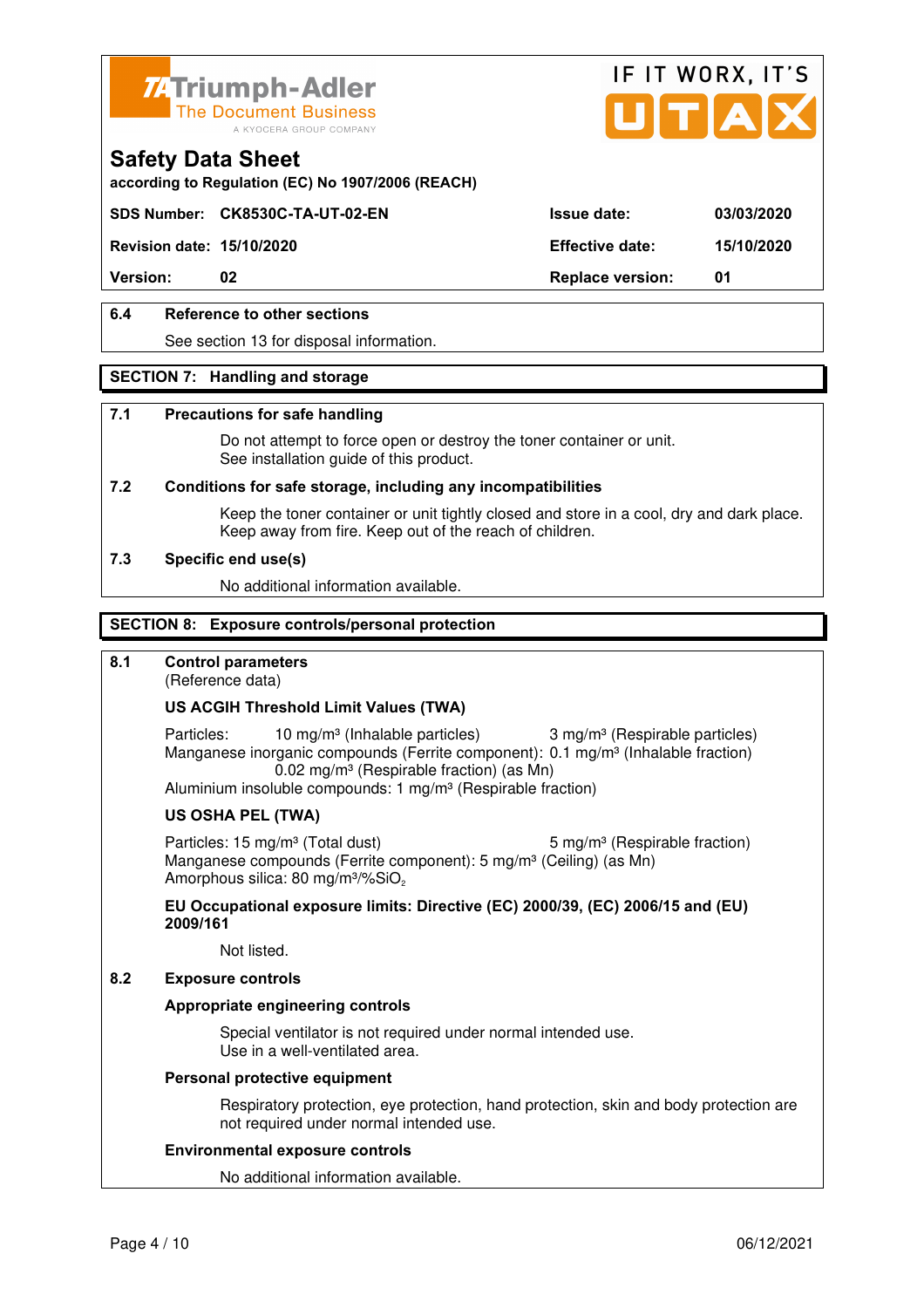## 6.4 Reference to other sections

See section 13 for disposal information.

## SECTION 7: Handling and storage

### 7.1 Precautions for safe handling

Do not attempt to force open or destroy the toner container or unit.
See installation guide of this product.

### 7.2 Conditions for safe storage, including any incompatibilities

Keep the toner container or unit tightly closed and store in a cool, dry and dark place.
Keep away from fire. Keep out of the reach of children.

### 7.3 Specific end use(s)

No additional information available.

## SECTION 8: Exposure controls/personal protection

### 8.1 Control parameters

(Reference data)

**US ACGIH Threshold Limit Values (TWA)**

Particles: 10 mg/m³ (Inhalable particles) 3 mg/m³ (Respirable particles)
Manganese inorganic compounds (Ferrite component): 0.1 mg/m³ (Inhalable fraction)
0.02 mg/m³ (Respirable fraction) (as Mn)
Aluminium insoluble compounds: 1 mg/m³ (Respirable fraction)

**US OSHA PEL (TWA)**

Particles: 15 mg/m³ (Total dust) 5 mg/m³ (Respirable fraction)
Manganese compounds (Ferrite component): 5 mg/m³ (Ceiling) (as Mn)
Amorphous silica: 80 mg/m³/%$SiO_2$

**EU Occupational exposure limits: Directive (EC) 2000/39, (EC) 2006/15 and (EU) 2009/161**

Not listed.

### 8.2 Exposure controls

**Appropriate engineering controls**

Special ventilator is not required under normal intended use.
Use in a well-ventilated area.

**Personal protective equipment**

Respiratory protection, eye protection, hand protection, skin and body protection are not required under normal intended use.

**Environmental exposure controls**

No additional information available.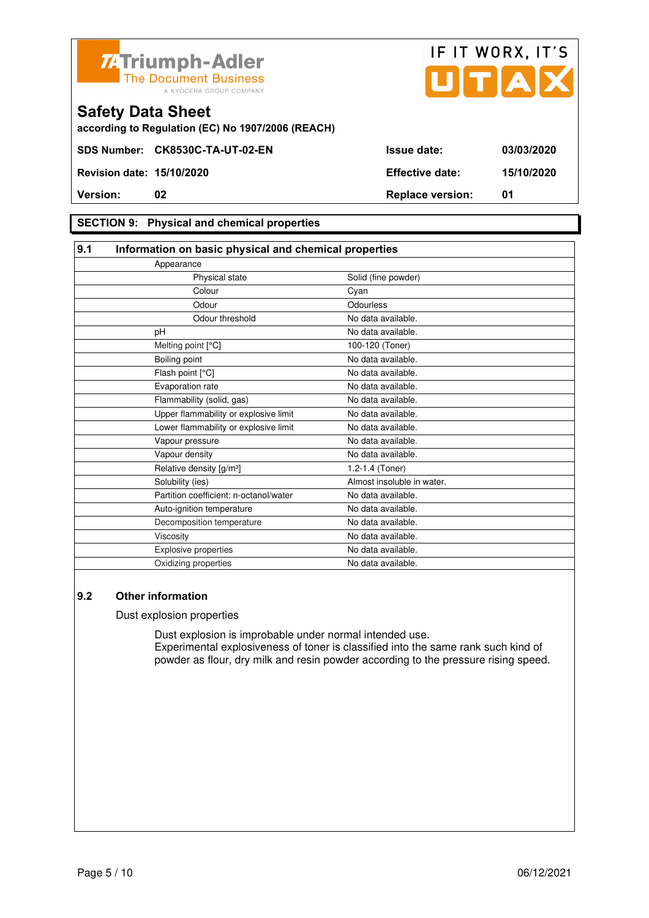## SECTION 9: Physical and chemical properties

### 9.1 Information on basic physical and chemical properties

| Property | Value |
|---|---|
| Appearance | |
| Physical state | Solid (fine powder) |
| Colour | Cyan |
| Odour | Odourless |
| Odour threshold | No data available. |
| pH | No data available. |
| Melting point [°C] | 100-120 (Toner) |
| Boiling point | No data available. |
| Flash point [°C] | No data available. |
| Evaporation rate | No data available. |
| Flammability (solid, gas) | No data available. |
| Upper flammability or explosive limit | No data available. |
| Lower flammability or explosive limit | No data available. |
| Vapour pressure | No data available. |
| Vapour density | No data available. |
| Relative density [g/m³] | 1.2-1.4 (Toner) |
| Solubility (ies) | Almost insoluble in water. |
| Partition coefficient: n-octanol/water | No data available. |
| Auto-ignition temperature | No data available. |
| Decomposition temperature | No data available. |
| Viscosity | No data available. |
| Explosive properties | No data available. |
| Oxidizing properties | No data available. |

### 9.2 Other information

Dust explosion properties

Dust explosion is improbable under normal intended use.
Experimental explosiveness of toner is classified into the same rank such kind of powder as flour, dry milk and resin powder according to the pressure rising speed.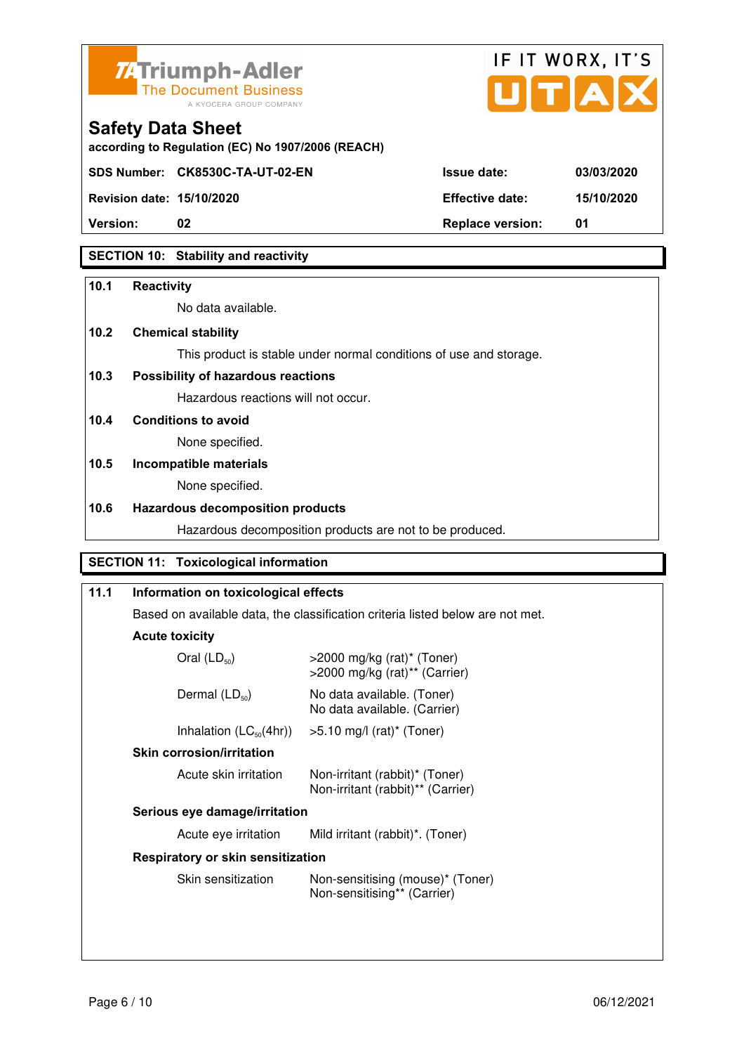Triumph-Adler The Document Business A KYOCERA GROUP COMPANY

IF IT WORX, IT'S UTAX

# Safety Data Sheet

according to Regulation (EC) No 1907/2006 (REACH)

| SDS Number: | CK8530C-TA-UT-02-EN | Issue date: | 03/03/2020 |
|---|---|---|---|
| Revision date: | 15/10/2020 | Effective date: | 15/10/2020 |
| Version: | 02 | Replace version: | 01 |

## SECTION 10: Stability and reactivity

**10.1 Reactivity**

No data available.

**10.2 Chemical stability**

This product is stable under normal conditions of use and storage.

**10.3 Possibility of hazardous reactions**

Hazardous reactions will not occur.

**10.4 Conditions to avoid**

None specified.

**10.5 Incompatible materials**

None specified.

**10.6 Hazardous decomposition products**

Hazardous decomposition products are not to be produced.

## SECTION 11: Toxicological information

**11.1 Information on toxicological effects**

Based on available data, the classification criteria listed below are not met.

**Acute toxicity**

| | |
|---|---|
| Oral ($LD_{50}$) | >2000 mg/kg (rat)* (Toner)<br>>2000 mg/kg (rat)** (Carrier) |
| Dermal ($LD_{50}$) | No data available. (Toner)<br>No data available. (Carrier) |
| Inhalation ($LC_{50}$(4hr)) | >5.10 mg/l (rat)* (Toner) |

**Skin corrosion/irritation**

| | |
|---|---|
| Acute skin irritation | Non-irritant (rabbit)* (Toner)<br>Non-irritant (rabbit)** (Carrier) |

**Serious eye damage/irritation**

| | |
|---|---|
| Acute eye irritation | Mild irritant (rabbit)*. (Toner) |

**Respiratory or skin sensitization**

| | |
|---|---|
| Skin sensitization | Non-sensitising (mouse)* (Toner)<br>Non-sensitising** (Carrier) |

06/12/2021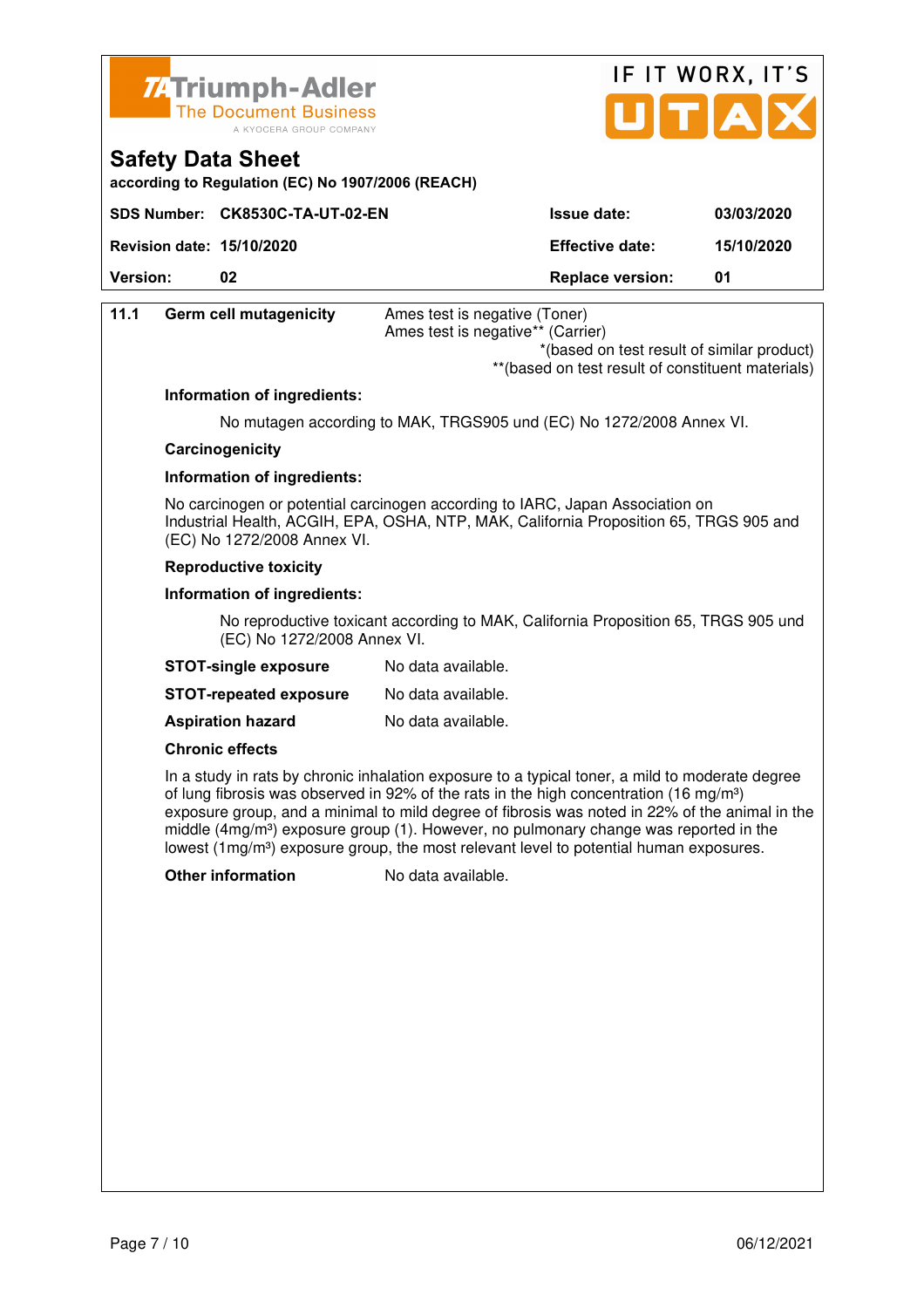| 11.1 | Germ cell mutagenicity | Ames test is negative (Toner)<br>Ames test is negative** (Carrier)<br>*(based on test result of similar product)<br>**(based on test result of constituent materials) |
|---|---|---|

**Information of ingredients:**

No mutagen according to MAK, TRGS905 und (EC) No 1272/2008 Annex VI.

**Carcinogenicity**

**Information of ingredients:**

No carcinogen or potential carcinogen according to IARC, Japan Association on Industrial Health, ACGIH, EPA, OSHA, NTP, MAK, California Proposition 65, TRGS 905 and (EC) No 1272/2008 Annex VI.

**Reproductive toxicity**

**Information of ingredients:**

No reproductive toxicant according to MAK, California Proposition 65, TRGS 905 und (EC) No 1272/2008 Annex VI.

**STOT-single exposure** No data available.

**STOT-repeated exposure** No data available.

**Aspiration hazard** No data available.

**Chronic effects**

In a study in rats by chronic inhalation exposure to a typical toner, a mild to moderate degree of lung fibrosis was observed in 92% of the rats in the high concentration (16 mg/m³) exposure group, and a minimal to mild degree of fibrosis was noted in 22% of the animal in the middle (4mg/m³) exposure group (1). However, no pulmonary change was reported in the lowest (1mg/m³) exposure group, the most relevant level to potential human exposures.

**Other information** No data available.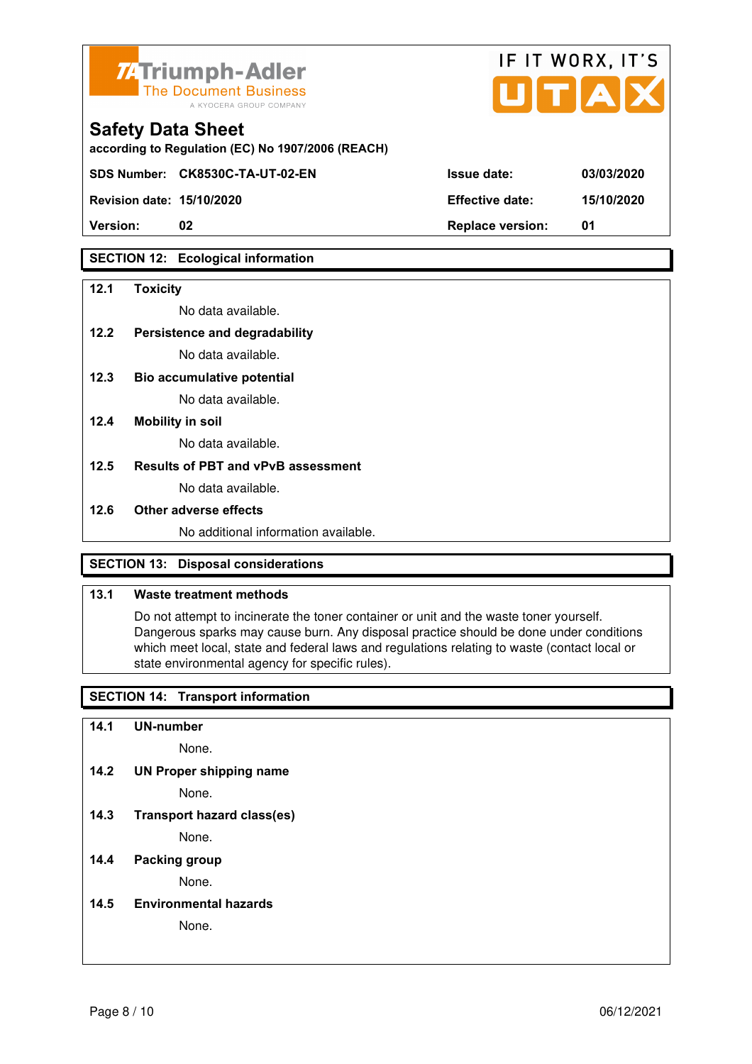**Safety Data Sheet**
according to Regulation (EC) No 1907/2006 (REACH)

| | | | |
|---|---|---|---|
| **SDS Number:** | **CK8530C-TA-UT-02-EN** | **Issue date:** | **03/03/2020** |
| **Revision date:** | **15/10/2020** | **Effective date:** | **15/10/2020** |
| **Version:** | **02** | **Replace version:** | **01** |

## SECTION 12: Ecological information

**12.1 Toxicity**

No data available.

**12.2 Persistence and degradability**

No data available.

**12.3 Bio accumulative potential**

No data available.

**12.4 Mobility in soil**

No data available.

**12.5 Results of PBT and vPvB assessment**

No data available.

**12.6 Other adverse effects**

No additional information available.

## SECTION 13: Disposal considerations

**13.1 Waste treatment methods**

Do not attempt to incinerate the toner container or unit and the waste toner yourself. Dangerous sparks may cause burn. Any disposal practice should be done under conditions which meet local, state and federal laws and regulations relating to waste (contact local or state environmental agency for specific rules).

## SECTION 14: Transport information

**14.1 UN-number**

None.

**14.2 UN Proper shipping name**

None.

**14.3 Transport hazard class(es)**

None.

**14.4 Packing group**

None.

**14.5 Environmental hazards**

None.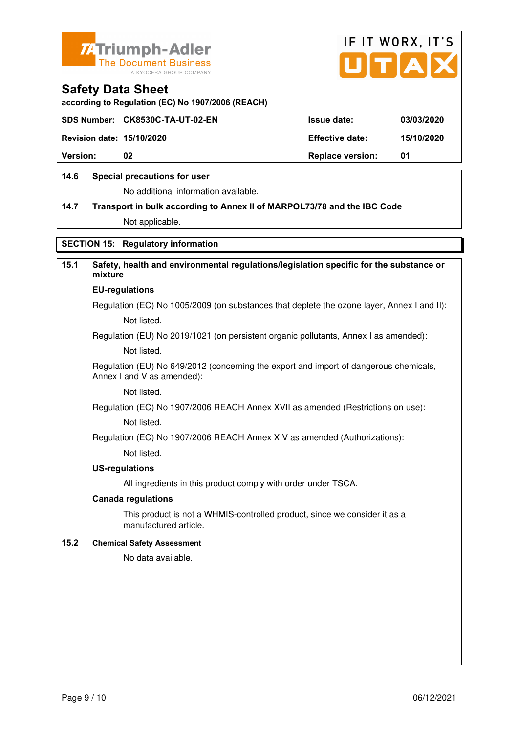## Safety Data Sheet

according to Regulation (EC) No 1907/2006 (REACH)

| SDS Number: | CK8530C-TA-UT-02-EN | Issue date: | 03/03/2020 |
|---|---|---|---|
| Revision date: | 15/10/2020 | Effective date: | 15/10/2020 |
| Version: | 02 | Replace version: | 01 |

**14.6 Special precautions for user**

No additional information available.

**14.7 Transport in bulk according to Annex II of MARPOL73/78 and the IBC Code**

Not applicable.

## SECTION 15: Regulatory information

**15.1 Safety, health and environmental regulations/legislation specific for the substance or mixture**

**EU-regulations**

Regulation (EC) No 1005/2009 (on substances that deplete the ozone layer, Annex I and II):

Not listed.

Regulation (EU) No 2019/1021 (on persistent organic pollutants, Annex I as amended):

Not listed.

Regulation (EU) No 649/2012 (concerning the export and import of dangerous chemicals, Annex I and V as amended):

Not listed.

Regulation (EC) No 1907/2006 REACH Annex XVII as amended (Restrictions on use):

Not listed.

Regulation (EC) No 1907/2006 REACH Annex XIV as amended (Authorizations):

Not listed.

**US-regulations**

All ingredients in this product comply with order under TSCA.

**Canada regulations**

This product is not a WHMIS-controlled product, since we consider it as a manufactured article.

**15.2 Chemical Safety Assessment**

No data available.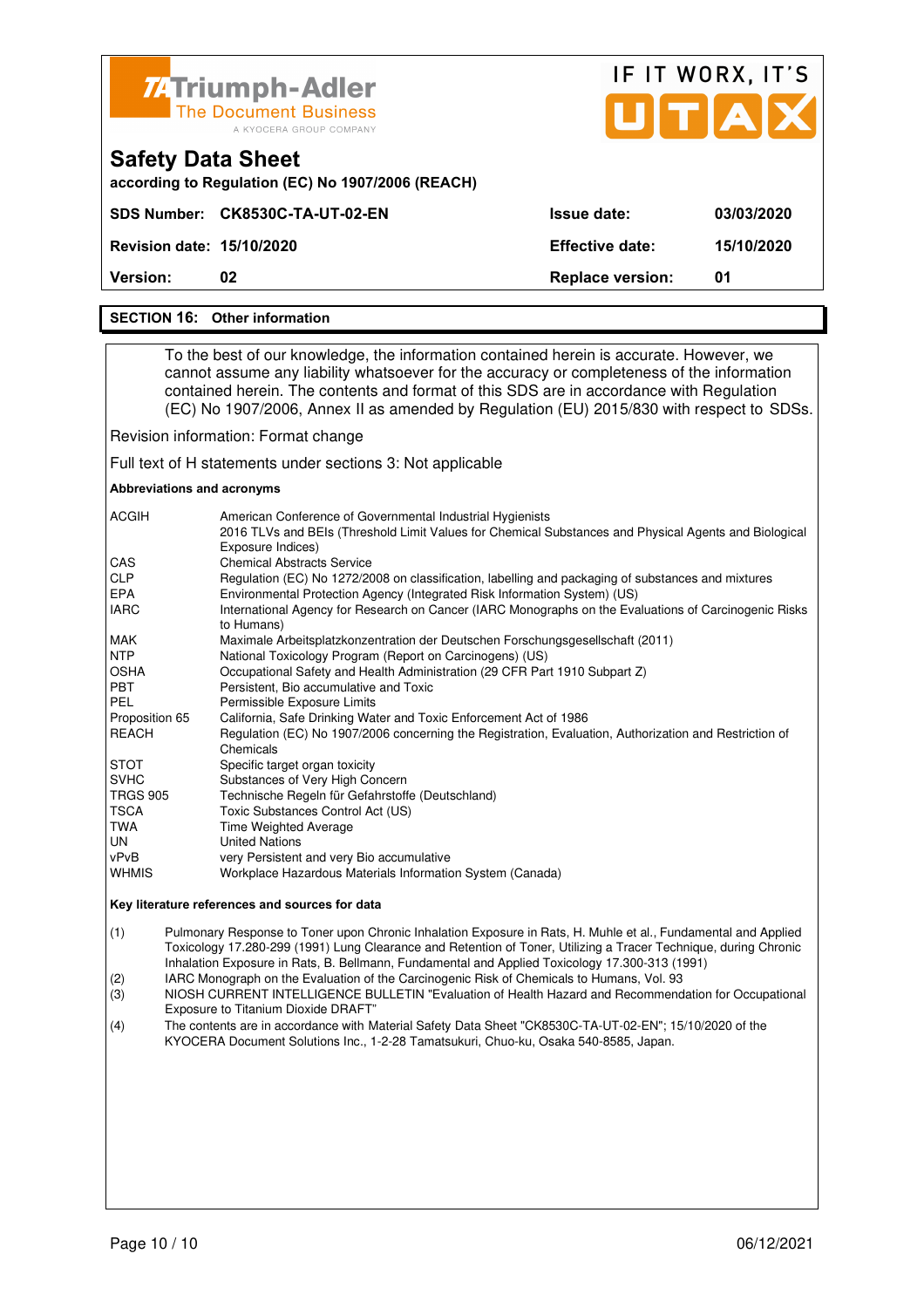# Safety Data Sheet

according to Regulation (EC) No 1907/2006 (REACH)

| SDS Number: CK8530C-TA-UT-02-EN | Issue date: | 03/03/2020 |
|---|---|---|
| Revision date: 15/10/2020 | Effective date: | 15/10/2020 |
| Version: 02 | Replace version: | 01 |

## SECTION 16: Other information

To the best of our knowledge, the information contained herein is accurate. However, we cannot assume any liability whatsoever for the accuracy or completeness of the information contained herein. The contents and format of this SDS are in accordance with Regulation (EC) No 1907/2006, Annex II as amended by Regulation (EU) 2015/830 with respect to SDSs.

Revision information: Format change

Full text of H statements under sections 3: Not applicable

**Abbreviations and acronyms**

| | |
|---|---|
| ACGIH | American Conference of Governmental Industrial Hygienists<br>2016 TLVs and BEIs (Threshold Limit Values for Chemical Substances and Physical Agents and Biological Exposure Indices) |
| CAS | Chemical Abstracts Service |
| CLP | Regulation (EC) No 1272/2008 on classification, labelling and packaging of substances and mixtures |
| EPA | Environmental Protection Agency (Integrated Risk Information System) (US) |
| IARC | International Agency for Research on Cancer (IARC Monographs on the Evaluations of Carcinogenic Risks to Humans) |
| MAK | Maximale Arbeitsplatzkonzentration der Deutschen Forschungsgesellschaft (2011) |
| NTP | National Toxicology Program (Report on Carcinogens) (US) |
| OSHA | Occupational Safety and Health Administration (29 CFR Part 1910 Subpart Z) |
| PBT | Persistent, Bio accumulative and Toxic |
| PEL | Permissible Exposure Limits |
| Proposition 65 | California, Safe Drinking Water and Toxic Enforcement Act of 1986 |
| REACH | Regulation (EC) No 1907/2006 concerning the Registration, Evaluation, Authorization and Restriction of Chemicals |
| STOT | Specific target organ toxicity |
| SVHC | Substances of Very High Concern |
| TRGS 905 | Technische Regeln für Gefahrstoffe (Deutschland) |
| TSCA | Toxic Substances Control Act (US) |
| TWA | Time Weighted Average |
| UN | United Nations |
| vPvB | very Persistent and very Bio accumulative |
| WHMIS | Workplace Hazardous Materials Information System (Canada) |

**Key literature references and sources for data**

(1) Pulmonary Response to Toner upon Chronic Inhalation Exposure in Rats, H. Muhle et al., Fundamental and Applied Toxicology 17.280-299 (1991) Lung Clearance and Retention of Toner, Utilizing a Tracer Technique, during Chronic Inhalation Exposure in Rats, B. Bellmann, Fundamental and Applied Toxicology 17.300-313 (1991)

(2) IARC Monograph on the Evaluation of the Carcinogenic Risk of Chemicals to Humans, Vol. 93

(3) NIOSH CURRENT INTELLIGENCE BULLETIN "Evaluation of Health Hazard and Recommendation for Occupational Exposure to Titanium Dioxide DRAFT"

(4) The contents are in accordance with Material Safety Data Sheet "CK8530C-TA-UT-02-EN"; 15/10/2020 of the KYOCERA Document Solutions Inc., 1-2-28 Tamatsukuri, Chuo-ku, Osaka 540-8585, Japan.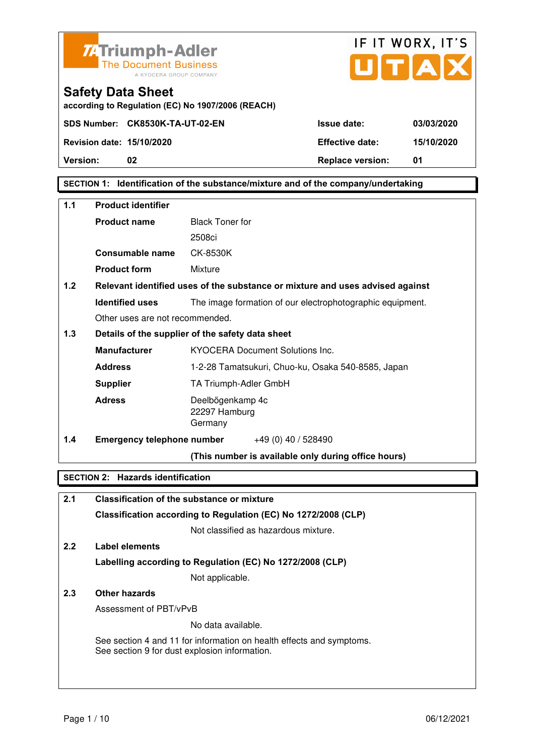Triumph-Adler The Document Business A KYOCERA GROUP COMPANY

IF IT WORX, IT'S UTAX

# Safety Data Sheet

according to Regulation (EC) No 1907/2006 (REACH)

| SDS Number: CK8530K-TA-UT-02-EN | | Issue date: | 03/03/2020 |
|---|---|---|---|
| Revision date: 15/10/2020 | | Effective date: | 15/10/2020 |
| Version: 02 | | Replace version: | 01 |

## SECTION 1: Identification of the substance/mixture and of the company/undertaking

### 1.1 Product identifier

**Product name** Black Toner for 2508ci

**Consumable name** CK-8530K

**Product form** Mixture

### 1.2 Relevant identified uses of the substance or mixture and uses advised against

**Identified uses** The image formation of our electrophotographic equipment.

Other uses are not recommended.

### 1.3 Details of the supplier of the safety data sheet

**Manufacturer** KYOCERA Document Solutions Inc.

**Address** 1-2-28 Tamatsukuri, Chuo-ku, Osaka 540-8585, Japan

**Supplier** TA Triumph-Adler GmbH

**Adress** Deelbögenkamp 4c
22297 Hamburg
Germany

### 1.4 Emergency telephone number

+49 (0) 40 / 528490

**(This number is available only during office hours)**

## SECTION 2: Hazards identification

### 2.1 Classification of the substance or mixture

**Classification according to Regulation (EC) No 1272/2008 (CLP)**

Not classified as hazardous mixture.

### 2.2 Label elements

**Labelling according to Regulation (EC) No 1272/2008 (CLP)**

Not applicable.

### 2.3 Other hazards

Assessment of PBT/vPvB

No data available.

See section 4 and 11 for information on health effects and symptoms.
See section 9 for dust explosion information.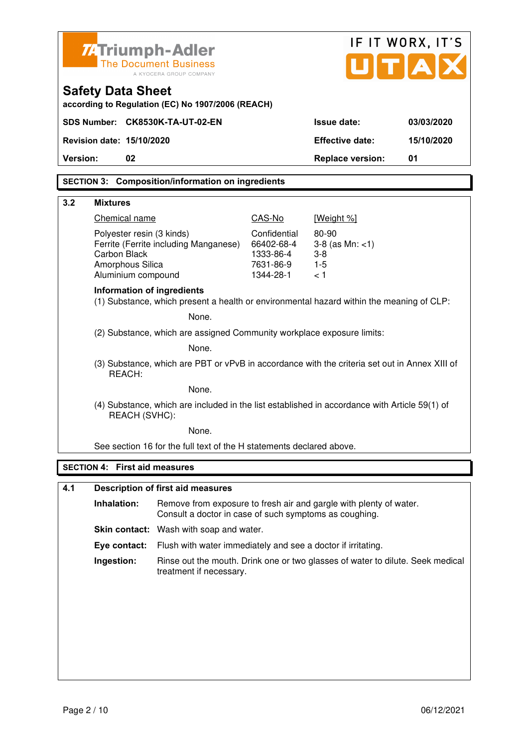# Safety Data Sheet

according to Regulation (EC) No 1907/2006 (REACH)

| | | | |
|---|---|---|---|
| **SDS Number:** | **CK8530K-TA-UT-02-EN** | **Issue date:** | **03/03/2020** |
| **Revision date:** | **15/10/2020** | **Effective date:** | **15/10/2020** |
| **Version:** | **02** | **Replace version:** | **01** |

## SECTION 3: Composition/information on ingredients

### 3.2 Mixtures

| Chemical name | CAS-No | [Weight %] |
|---|---|---|
| Polyester resin (3 kinds) | Confidential | 80-90 |
| Ferrite (Ferrite including Manganese) | 66402-68-4 | 3-8 (as Mn: <1) |
| Carbon Black | 1333-86-4 | 3-8 |
| Amorphous Silica | 7631-86-9 | 1-5 |
| Aluminium compound | 1344-28-1 | < 1 |

**Information of ingredients**

(1) Substance, which present a health or environmental hazard within the meaning of CLP:

None.

(2) Substance, which are assigned Community workplace exposure limits:

None.

(3) Substance, which are PBT or vPvB in accordance with the criteria set out in Annex XIII of REACH:

None.

(4) Substance, which are included in the list established in accordance with Article 59(1) of REACH (SVHC):

None.

See section 16 for the full text of the H statements declared above.

## SECTION 4: First aid measures

### 4.1 Description of first aid measures

**Inhalation:** Remove from exposure to fresh air and gargle with plenty of water. Consult a doctor in case of such symptoms as coughing.

**Skin contact:** Wash with soap and water.

**Eye contact:** Flush with water immediately and see a doctor if irritating.

**Ingestion:** Rinse out the mouth. Drink one or two glasses of water to dilute. Seek medical treatment if necessary.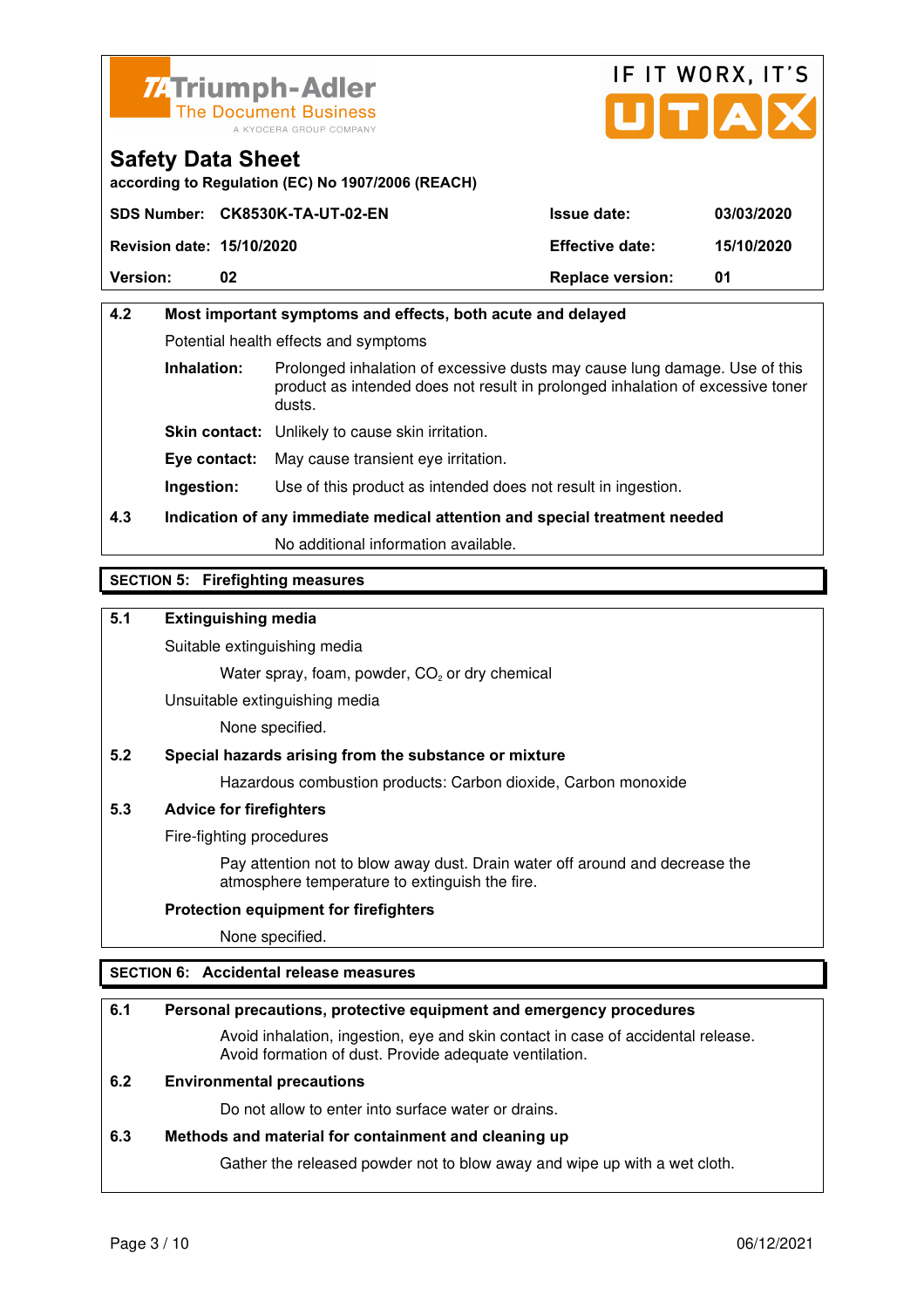| **4.2** | **Most important symptoms and effects, both acute and delayed** |
|---|---|

Potential health effects and symptoms

| | |
|---|---|
| **Inhalation:** | Prolonged inhalation of excessive dusts may cause lung damage. Use of this product as intended does not result in prolonged inhalation of excessive toner dusts. |
| **Skin contact:** | Unlikely to cause skin irritation. |
| **Eye contact:** | May cause transient eye irritation. |
| **Ingestion:** | Use of this product as intended does not result in ingestion. |

**4.3 Indication of any immediate medical attention and special treatment needed**

No additional information available.

## SECTION 5: Firefighting measures

**5.1 Extinguishing media**

Suitable extinguishing media

Water spray, foam, powder, $CO_2$ or dry chemical

Unsuitable extinguishing media

None specified.

**5.2 Special hazards arising from the substance or mixture**

Hazardous combustion products: Carbon dioxide, Carbon monoxide

**5.3 Advice for firefighters**

Fire-fighting procedures

Pay attention not to blow away dust. Drain water off around and decrease the atmosphere temperature to extinguish the fire.

**Protection equipment for firefighters**

None specified.

## SECTION 6: Accidental release measures

**6.1 Personal precautions, protective equipment and emergency procedures**

Avoid inhalation, ingestion, eye and skin contact in case of accidental release. Avoid formation of dust. Provide adequate ventilation.

**6.2 Environmental precautions**

Do not allow to enter into surface water or drains.

**6.3 Methods and material for containment and cleaning up**

Gather the released powder not to blow away and wipe up with a wet cloth.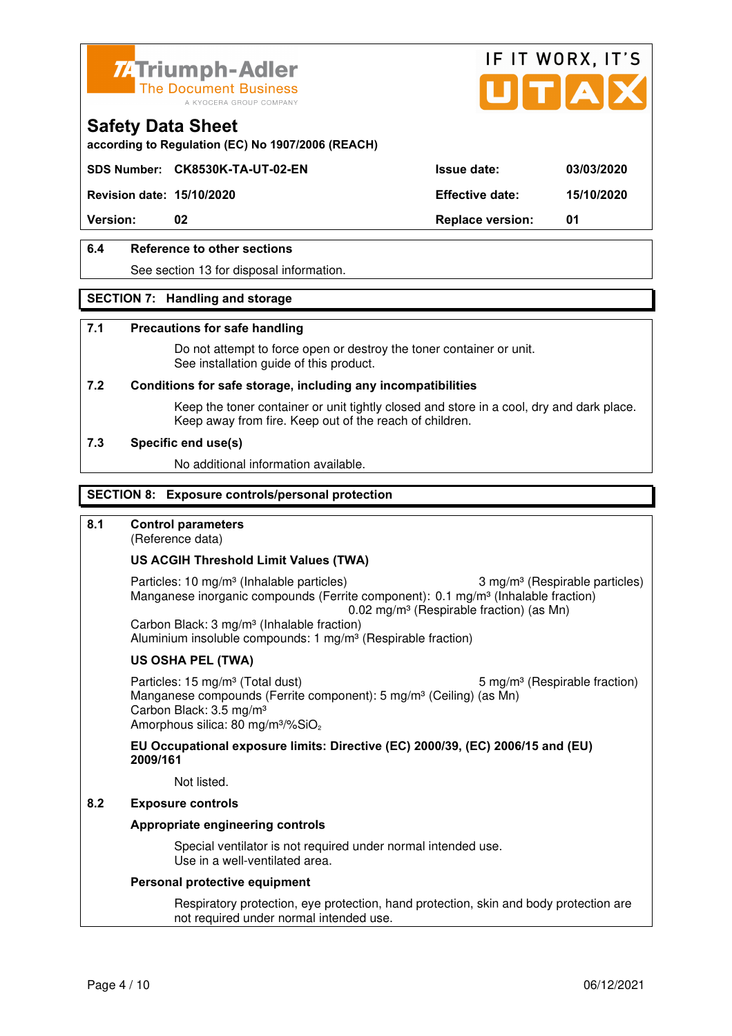# Safety Data Sheet

according to Regulation (EC) No 1907/2006 (REACH)

| SDS Number: | CK8530K-TA-UT-02-EN | Issue date: | 03/03/2020 |
|---|---|---|---|
| Revision date: | 15/10/2020 | Effective date: | 15/10/2020 |
| Version: | 02 | Replace version: | 01 |

### 6.4 Reference to other sections

See section 13 for disposal information.

## SECTION 7: Handling and storage

### 7.1 Precautions for safe handling

Do not attempt to force open or destroy the toner container or unit.
See installation guide of this product.

### 7.2 Conditions for safe storage, including any incompatibilities

Keep the toner container or unit tightly closed and store in a cool, dry and dark place.
Keep away from fire. Keep out of the reach of children.

### 7.3 Specific end use(s)

No additional information available.

## SECTION 8: Exposure controls/personal protection

### 8.1 Control parameters

(Reference data)

**US ACGIH Threshold Limit Values (TWA)**

Particles: 10 mg/m³ (Inhalable particles) 3 mg/m³ (Respirable particles)
Manganese inorganic compounds (Ferrite component): 0.1 mg/m³ (Inhalable fraction)
0.02 mg/m³ (Respirable fraction) (as Mn)
Carbon Black: 3 mg/m³ (Inhalable fraction)
Aluminium insoluble compounds: 1 mg/m³ (Respirable fraction)

**US OSHA PEL (TWA)**

Particles: 15 mg/m³ (Total dust) 5 mg/m³ (Respirable fraction)
Manganese compounds (Ferrite component): 5 mg/m³ (Ceiling) (as Mn)
Carbon Black: 3.5 mg/m³
Amorphous silica: 80 mg/m³/%$SiO_2$

**EU Occupational exposure limits: Directive (EC) 2000/39, (EC) 2006/15 and (EU) 2009/161**

Not listed.

### 8.2 Exposure controls

**Appropriate engineering controls**

Special ventilator is not required under normal intended use.
Use in a well-ventilated area.

**Personal protective equipment**

Respiratory protection, eye protection, hand protection, skin and body protection are not required under normal intended use.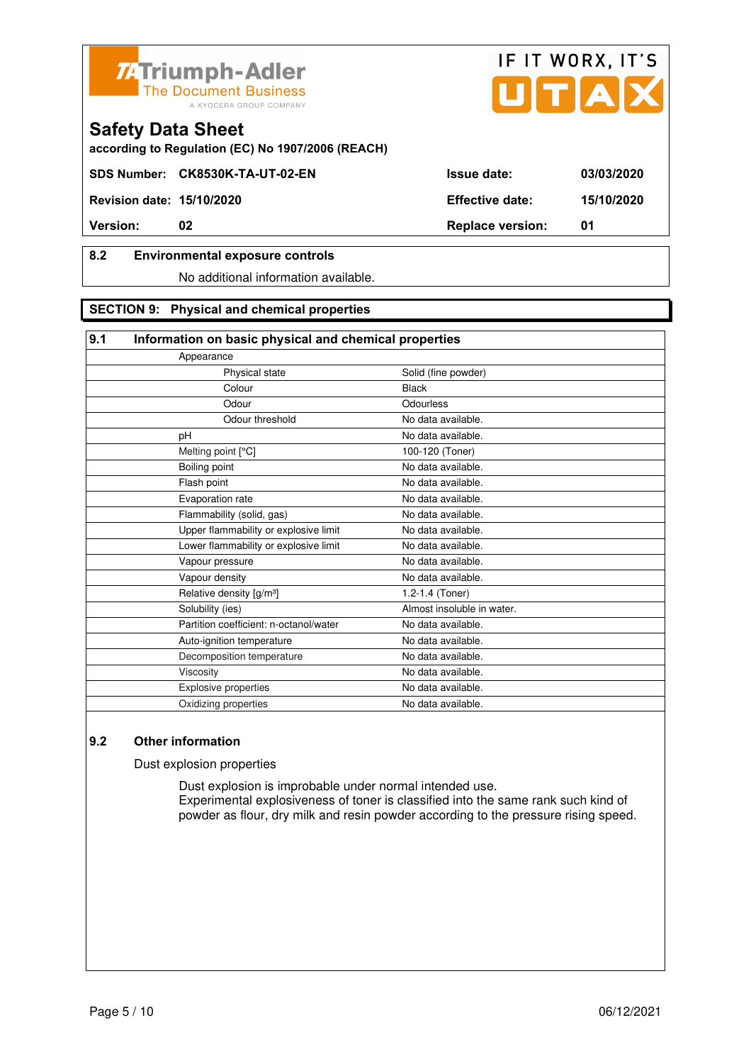Triumph-Adler
The Document Business
A KYOCERA GROUP COMPANY

IF IT WORX, IT'S UTAX

# Safety Data Sheet

**according to Regulation (EC) No 1907/2006 (REACH)**

| **SDS Number:** | **CK8530K-TA-UT-02-EN** | **Issue date:** | **03/03/2020** |
|---|---|---|---|
| **Revision date:** | **15/10/2020** | **Effective date:** | **15/10/2020** |
| **Version:** | **02** | **Replace version:** | **01** |

## 8.2 Environmental exposure controls

No additional information available.

## SECTION 9: Physical and chemical properties

### 9.1 Information on basic physical and chemical properties

| Property | Value |
|---|---|
| Appearance | |
| Physical state | Solid (fine powder) |
| Colour | Black |
| Odour | Odourless |
| Odour threshold | No data available. |
| pH | No data available. |
| Melting point [°C] | 100-120 (Toner) |
| Boiling point | No data available. |
| Flash point | No data available. |
| Evaporation rate | No data available. |
| Flammability (solid, gas) | No data available. |
| Upper flammability or explosive limit | No data available. |
| Lower flammability or explosive limit | No data available. |
| Vapour pressure | No data available. |
| Vapour density | No data available. |
| Relative density [g/m³] | 1.2-1.4 (Toner) |
| Solubility (ies) | Almost insoluble in water. |
| Partition coefficient: n-octanol/water | No data available. |
| Auto-ignition temperature | No data available. |
| Decomposition temperature | No data available. |
| Viscosity | No data available. |
| Explosive properties | No data available. |
| Oxidizing properties | No data available. |

### 9.2 Other information

Dust explosion properties

Dust explosion is improbable under normal intended use.
Experimental explosiveness of toner is classified into the same rank such kind of powder as flour, dry milk and resin powder according to the pressure rising speed.

06/12/2021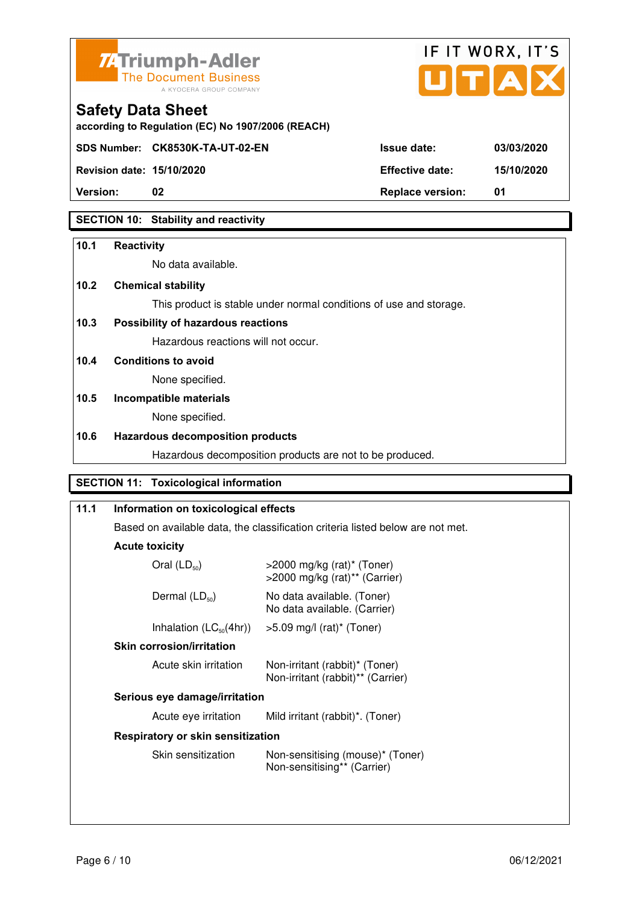| SDS Number: | CK8530K-TA-UT-02-EN | Issue date: | 03/03/2020 |
|---|---|---|---|
| Revision date: | 15/10/2020 | Effective date: | 15/10/2020 |
| Version: | 02 | Replace version: | 01 |

## SECTION 10: Stability and reactivity

**10.1 Reactivity**

No data available.

**10.2 Chemical stability**

This product is stable under normal conditions of use and storage.

**10.3 Possibility of hazardous reactions**

Hazardous reactions will not occur.

**10.4 Conditions to avoid**

None specified.

**10.5 Incompatible materials**

None specified.

**10.6 Hazardous decomposition products**

Hazardous decomposition products are not to be produced.

## SECTION 11: Toxicological information

**11.1 Information on toxicological effects**

Based on available data, the classification criteria listed below are not met.

**Acute toxicity**

| | |
|---|---|
| Oral ($LD_{50}$) | >2000 mg/kg (rat)* (Toner)<br>>2000 mg/kg (rat)** (Carrier) |
| Dermal ($LD_{50}$) | No data available. (Toner)<br>No data available. (Carrier) |
| Inhalation ($LC_{50}$(4hr)) | >5.09 mg/l (rat)* (Toner) |

**Skin corrosion/irritation**

| | |
|---|---|
| Acute skin irritation | Non-irritant (rabbit)* (Toner)<br>Non-irritant (rabbit)** (Carrier) |

**Serious eye damage/irritation**

| | |
|---|---|
| Acute eye irritation | Mild irritant (rabbit)*. (Toner) |

**Respiratory or skin sensitization**

| | |
|---|---|
| Skin sensitization | Non-sensitising (mouse)* (Toner)<br>Non-sensitising** (Carrier) |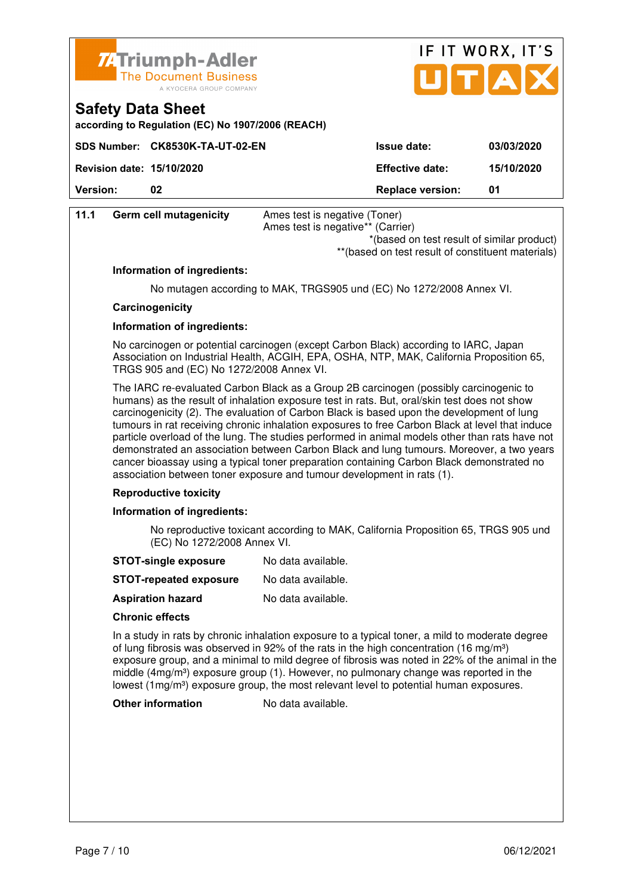| | | |
|---|---|---|
| **11.1** | **Germ cell mutagenicity** | Ames test is negative (Toner)<br>Ames test is negative** (Carrier)<br>*(based on test result of similar product)<br>**(based on test result of constituent materials) |

**Information of ingredients:**

No mutagen according to MAK, TRGS905 und (EC) No 1272/2008 Annex VI.

**Carcinogenicity**

**Information of ingredients:**

No carcinogen or potential carcinogen (except Carbon Black) according to IARC, Japan Association on Industrial Health, ACGIH, EPA, OSHA, NTP, MAK, California Proposition 65, TRGS 905 and (EC) No 1272/2008 Annex VI.

The IARC re-evaluated Carbon Black as a Group 2B carcinogen (possibly carcinogenic to humans) as the result of inhalation exposure test in rats. But, oral/skin test does not show carcinogenicity (2). The evaluation of Carbon Black is based upon the development of lung tumours in rat receiving chronic inhalation exposures to free Carbon Black at level that induce particle overload of the lung. The studies performed in animal models other than rats have not demonstrated an association between Carbon Black and lung tumours. Moreover, a two years cancer bioassay using a typical toner preparation containing Carbon Black demonstrated no association between toner exposure and tumour development in rats (1).

**Reproductive toxicity**

**Information of ingredients:**

No reproductive toxicant according to MAK, California Proposition 65, TRGS 905 und (EC) No 1272/2008 Annex VI.

**STOT-single exposure** No data available.

**STOT-repeated exposure** No data available.

**Aspiration hazard** No data available.

**Chronic effects**

In a study in rats by chronic inhalation exposure to a typical toner, a mild to moderate degree of lung fibrosis was observed in 92% of the rats in the high concentration (16 $mg/m^3$) exposure group, and a minimal to mild degree of fibrosis was noted in 22% of the animal in the middle (4$mg/m^3$) exposure group (1). However, no pulmonary change was reported in the lowest (1$mg/m^3$) exposure group, the most relevant level to potential human exposures.

**Other information** No data available.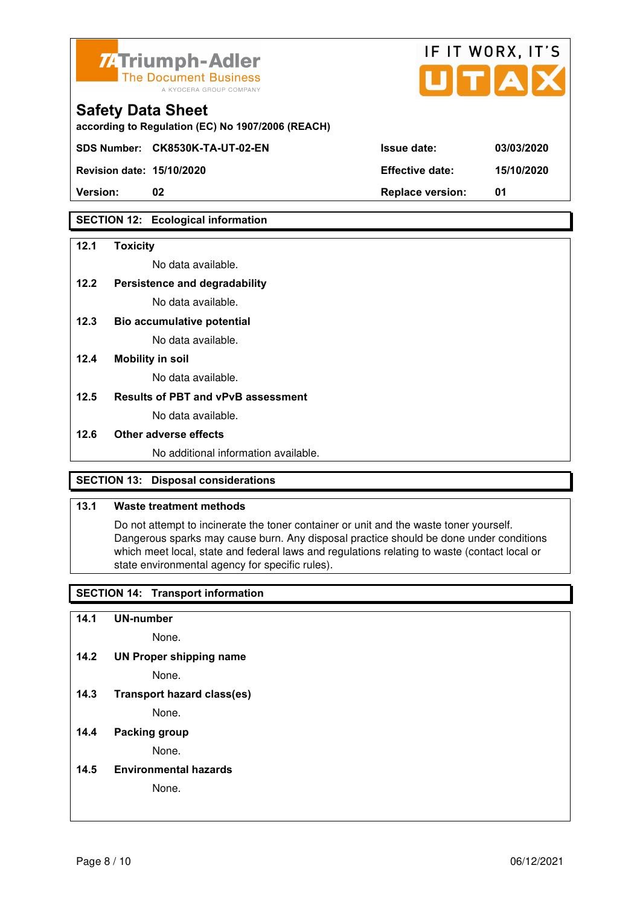## SECTION 12: Ecological information

**12.1 Toxicity**

No data available.

**12.2 Persistence and degradability**

No data available.

**12.3 Bio accumulative potential**

No data available.

**12.4 Mobility in soil**

No data available.

**12.5 Results of PBT and vPvB assessment**

No data available.

**12.6 Other adverse effects**

No additional information available.

## SECTION 13: Disposal considerations

**13.1 Waste treatment methods**

Do not attempt to incinerate the toner container or unit and the waste toner yourself. Dangerous sparks may cause burn. Any disposal practice should be done under conditions which meet local, state and federal laws and regulations relating to waste (contact local or state environmental agency for specific rules).

## SECTION 14: Transport information

**14.1 UN-number**

None.

**14.2 UN Proper shipping name**

None.

**14.3 Transport hazard class(es)**

None.

**14.4 Packing group**

None.

**14.5 Environmental hazards**

None.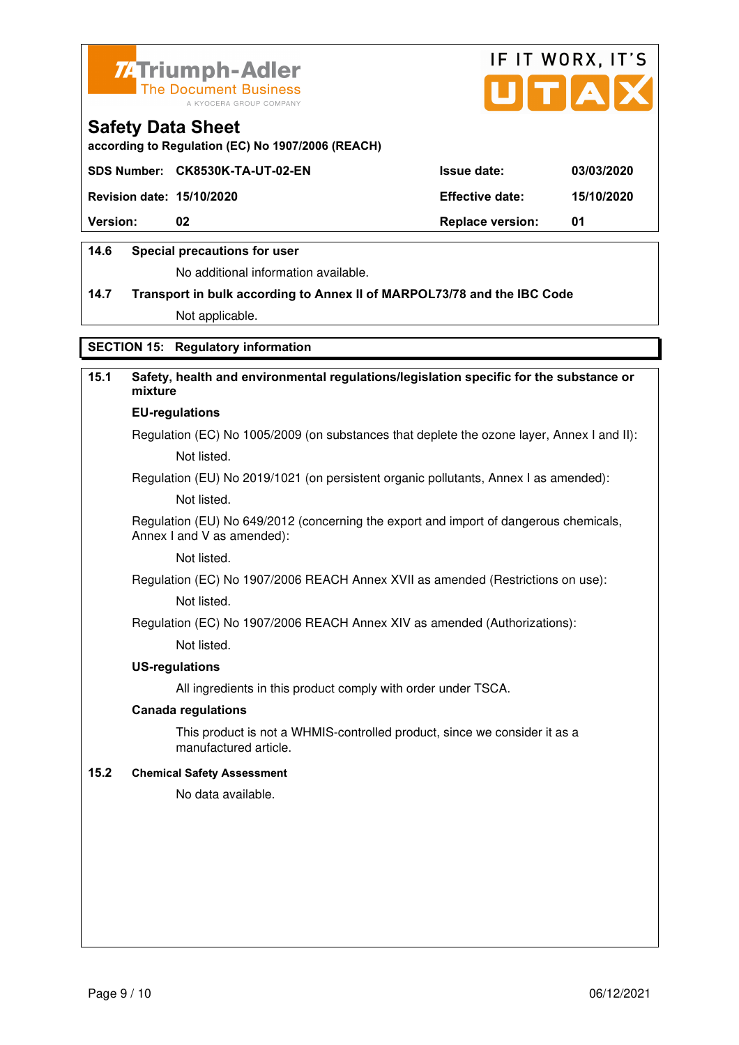### 14.6 Special precautions for user

No additional information available.

### 14.7 Transport in bulk according to Annex II of MARPOL73/78 and the IBC Code

Not applicable.

## SECTION 15: Regulatory information

### 15.1 Safety, health and environmental regulations/legislation specific for the substance or mixture

**EU-regulations**

Regulation (EC) No 1005/2009 (on substances that deplete the ozone layer, Annex I and II):

Not listed.

Regulation (EU) No 2019/1021 (on persistent organic pollutants, Annex I as amended):

Not listed.

Regulation (EU) No 649/2012 (concerning the export and import of dangerous chemicals, Annex I and V as amended):

Not listed.

Regulation (EC) No 1907/2006 REACH Annex XVII as amended (Restrictions on use):

Not listed.

Regulation (EC) No 1907/2006 REACH Annex XIV as amended (Authorizations):

Not listed.

**US-regulations**

All ingredients in this product comply with order under TSCA.

**Canada regulations**

This product is not a WHMIS-controlled product, since we consider it as a manufactured article.

### 15.2 Chemical Safety Assessment

No data available.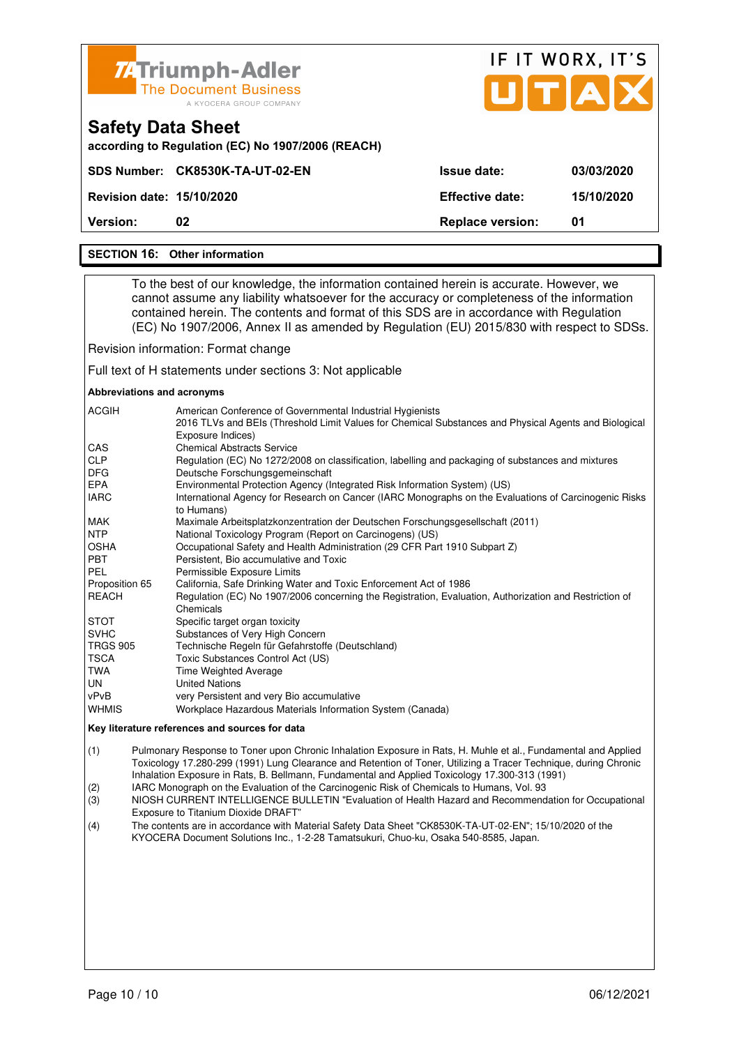## SECTION 16: Other information

To the best of our knowledge, the information contained herein is accurate. However, we cannot assume any liability whatsoever for the accuracy or completeness of the information contained herein. The contents and format of this SDS are in accordance with Regulation (EC) No 1907/2006, Annex II as amended by Regulation (EU) 2015/830 with respect to SDSs.

Revision information: Format change

Full text of H statements under sections 3: Not applicable

**Abbreviations and acronyms**

| | |
|---|---|
| ACGIH | American Conference of Governmental Industrial Hygienists 2016 TLVs and BEIs (Threshold Limit Values for Chemical Substances and Physical Agents and Biological Exposure Indices) |
| CAS | Chemical Abstracts Service |
| CLP | Regulation (EC) No 1272/2008 on classification, labelling and packaging of substances and mixtures |
| DFG | Deutsche Forschungsgemeinschaft |
| EPA | Environmental Protection Agency (Integrated Risk Information System) (US) |
| IARC | International Agency for Research on Cancer (IARC Monographs on the Evaluations of Carcinogenic Risks to Humans) |
| MAK | Maximale Arbeitsplatzkonzentration der Deutschen Forschungsgesellschaft (2011) |
| NTP | National Toxicology Program (Report on Carcinogens) (US) |
| OSHA | Occupational Safety and Health Administration (29 CFR Part 1910 Subpart Z) |
| PBT | Persistent, Bio accumulative and Toxic |
| PEL | Permissible Exposure Limits |
| Proposition 65 | California, Safe Drinking Water and Toxic Enforcement Act of 1986 |
| REACH | Regulation (EC) No 1907/2006 concerning the Registration, Evaluation, Authorization and Restriction of Chemicals |
| STOT | Specific target organ toxicity |
| SVHC | Substances of Very High Concern |
| TRGS 905 | Technische Regeln für Gefahrstoffe (Deutschland) |
| TSCA | Toxic Substances Control Act (US) |
| TWA | Time Weighted Average |
| UN | United Nations |
| vPvB | very Persistent and very Bio accumulative |
| WHMIS | Workplace Hazardous Materials Information System (Canada) |

**Key literature references and sources for data**

(1) Pulmonary Response to Toner upon Chronic Inhalation Exposure in Rats, H. Muhle et al., Fundamental and Applied Toxicology 17.280-299 (1991) Lung Clearance and Retention of Toner, Utilizing a Tracer Technique, during Chronic Inhalation Exposure in Rats, B. Bellmann, Fundamental and Applied Toxicology 17.300-313 (1991)

(2) IARC Monograph on the Evaluation of the Carcinogenic Risk of Chemicals to Humans, Vol. 93

(3) NIOSH CURRENT INTELLIGENCE BULLETIN "Evaluation of Health Hazard and Recommendation for Occupational Exposure to Titanium Dioxide DRAFT"

(4) The contents are in accordance with Material Safety Data Sheet "CK8530K-TA-UT-02-EN"; 15/10/2020 of the KYOCERA Document Solutions Inc., 1-2-28 Tamatsukuri, Chuo-ku, Osaka 540-8585, Japan.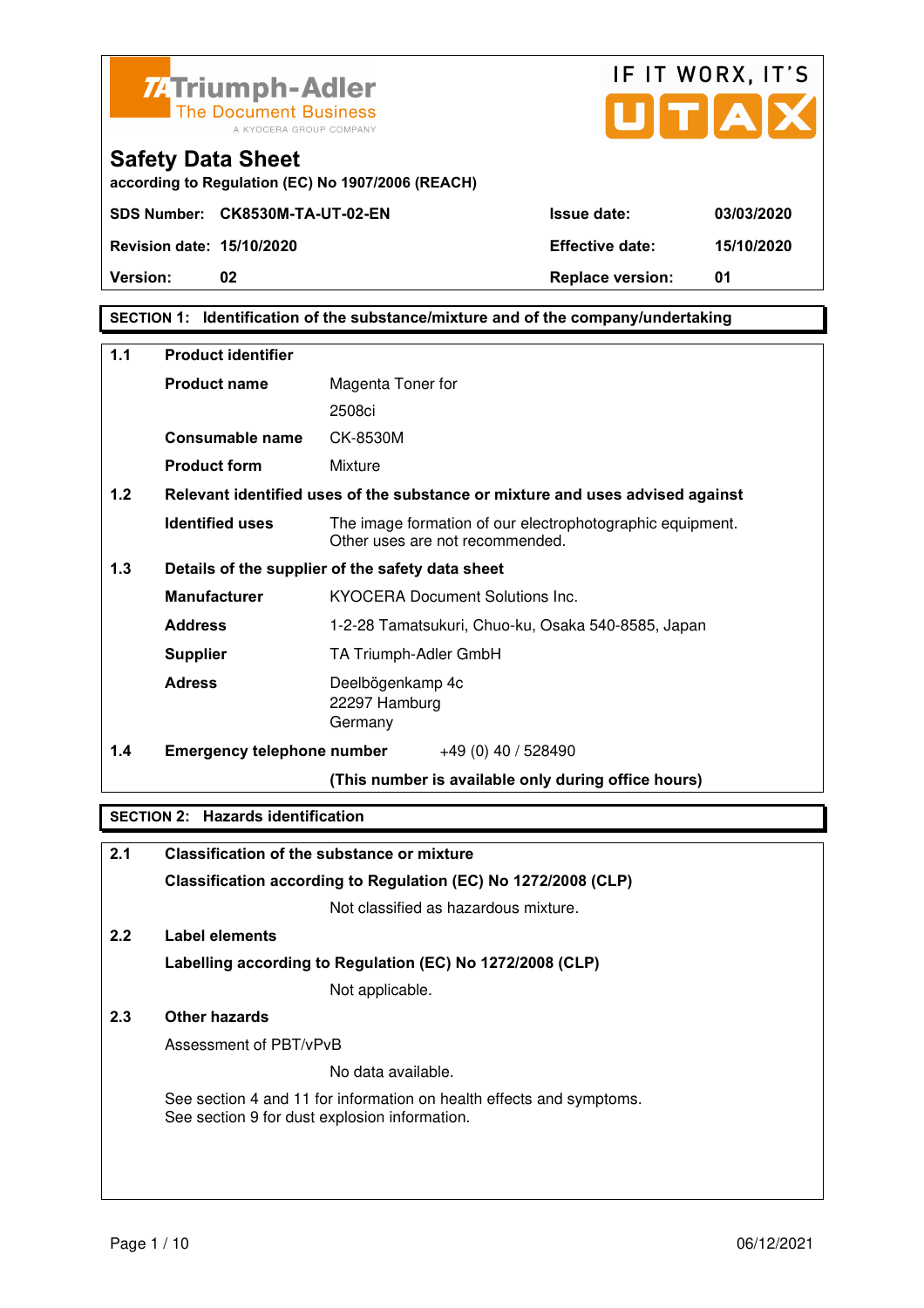Triumph-Adler
The Document Business
A KYOCERA GROUP COMPANY

IF IT WORX, IT'S UTAX

# Safety Data Sheet

**according to Regulation (EC) No 1907/2006 (REACH)**

| | | | |
|---|---|---|---|
| **SDS Number:** | **CK8530M-TA-UT-02-EN** | **Issue date:** | **03/03/2020** |
| **Revision date:** | **15/10/2020** | **Effective date:** | **15/10/2020** |
| **Version:** | **02** | **Replace version:** | **01** |

## SECTION 1: Identification of the substance/mixture and of the company/undertaking

**1.1 Product identifier**

| | |
|---|---|
| **Product name** | Magenta Toner for 2508ci |
| **Consumable name** | CK-8530M |
| **Product form** | Mixture |

**1.2 Relevant identified uses of the substance or mixture and uses advised against**

| | |
|---|---|
| **Identified uses** | The image formation of our electrophotographic equipment. Other uses are not recommended. |

**1.3 Details of the supplier of the safety data sheet**

| | |
|---|---|
| **Manufacturer** | KYOCERA Document Solutions Inc. |
| **Address** | 1-2-28 Tamatsukuri, Chuo-ku, Osaka 540-8585, Japan |
| **Supplier** | TA Triumph-Adler GmbH |
| **Adress** | Deelbögenkamp 4c<br>22297 Hamburg<br>Germany |

**1.4 Emergency telephone number** +49 (0) 40 / 528490

**(This number is available only during office hours)**

## SECTION 2: Hazards identification

**2.1 Classification of the substance or mixture**

**Classification according to Regulation (EC) No 1272/2008 (CLP)**

Not classified as hazardous mixture.

**2.2 Label elements**

**Labelling according to Regulation (EC) No 1272/2008 (CLP)**

Not applicable.

**2.3 Other hazards**

Assessment of PBT/vPvB

No data available.

See section 4 and 11 for information on health effects and symptoms.
See section 9 for dust explosion information.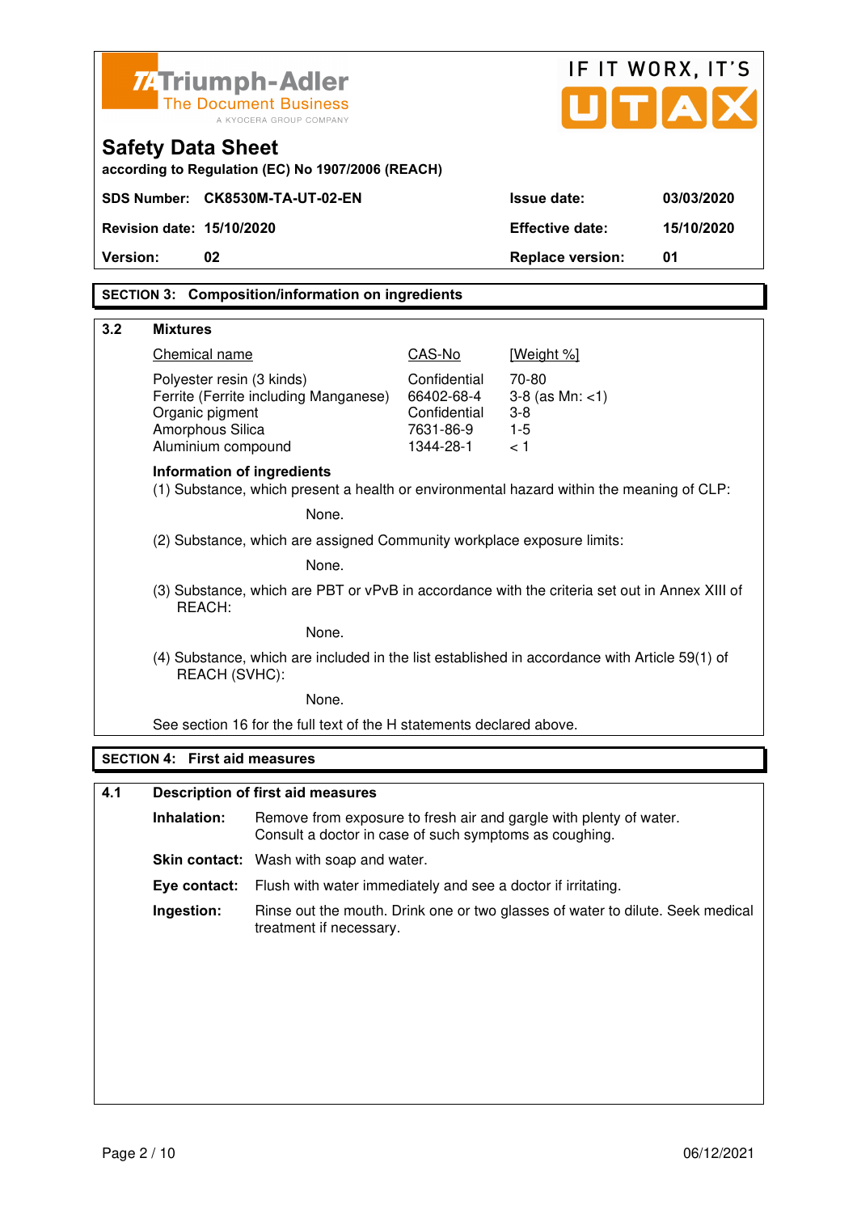Triumph-Adler
The Document Business
A KYOCERA GROUP COMPANY

IF IT WORX, IT'S UTAX

# Safety Data Sheet

**according to Regulation (EC) No 1907/2006 (REACH)**

| | | | |
|---|---|---|---|
| **SDS Number:** | **CK8530M-TA-UT-02-EN** | **Issue date:** | **03/03/2020** |
| **Revision date:** | **15/10/2020** | **Effective date:** | **15/10/2020** |
| **Version:** | **02** | **Replace version:** | **01** |

## SECTION 3: Composition/information on ingredients

### 3.2 Mixtures

| Chemical name | CAS-No | [Weight %] |
|---|---|---|
| Polyester resin (3 kinds) | Confidential | 70-80 |
| Ferrite (Ferrite including Manganese) | 66402-68-4 | 3-8 (as Mn: <1) |
| Organic pigment | Confidential | 3-8 |
| Amorphous Silica | 7631-86-9 | 1-5 |
| Aluminium compound | 1344-28-1 | < 1 |

**Information of ingredients**

(1) Substance, which present a health or environmental hazard within the meaning of CLP:

None.

(2) Substance, which are assigned Community workplace exposure limits:

None.

(3) Substance, which are PBT or vPvB in accordance with the criteria set out in Annex XIII of REACH:

None.

(4) Substance, which are included in the list established in accordance with Article 59(1) of REACH (SVHC):

None.

See section 16 for the full text of the H statements declared above.

## SECTION 4: First aid measures

### 4.1 Description of first aid measures

**Inhalation:** Remove from exposure to fresh air and gargle with plenty of water. Consult a doctor in case of such symptoms as coughing.

**Skin contact:** Wash with soap and water.

**Eye contact:** Flush with water immediately and see a doctor if irritating.

**Ingestion:** Rinse out the mouth. Drink one or two glasses of water to dilute. Seek medical treatment if necessary.

06/12/2021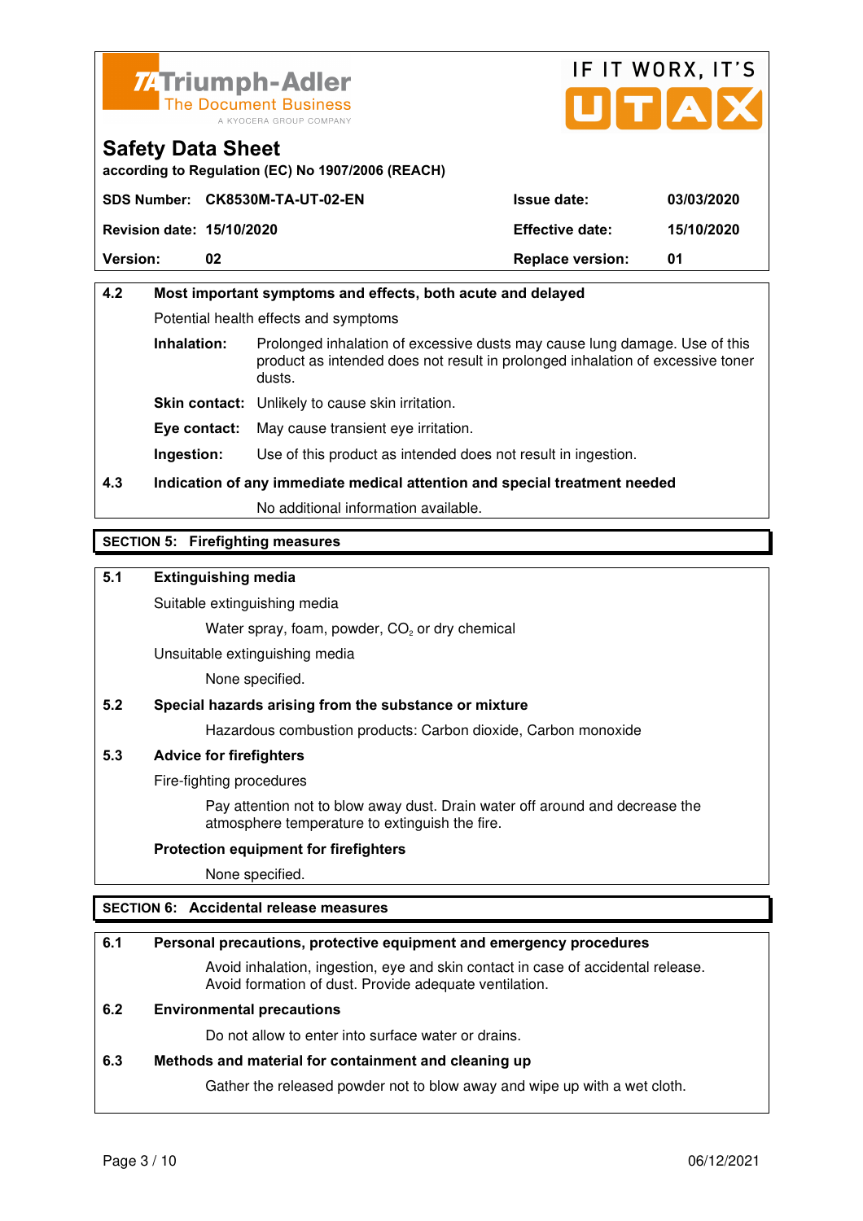| 4.2 | Most important symptoms and effects, both acute and delayed |
|---|---|

Potential health effects and symptoms

**Inhalation:** Prolonged inhalation of excessive dusts may cause lung damage. Use of this product as intended does not result in prolonged inhalation of excessive toner dusts.

**Skin contact:** Unlikely to cause skin irritation.

**Eye contact:** May cause transient eye irritation.

**Ingestion:** Use of this product as intended does not result in ingestion.

**4.3 Indication of any immediate medical attention and special treatment needed**

No additional information available.

## SECTION 5: Firefighting measures

### 5.1 Extinguishing media

Suitable extinguishing media

Water spray, foam, powder, $CO_2$ or dry chemical

Unsuitable extinguishing media

None specified.

### 5.2 Special hazards arising from the substance or mixture

Hazardous combustion products: Carbon dioxide, Carbon monoxide

### 5.3 Advice for firefighters

Fire-fighting procedures

Pay attention not to blow away dust. Drain water off around and decrease the atmosphere temperature to extinguish the fire.

**Protection equipment for firefighters**

None specified.

## SECTION 6: Accidental release measures

### 6.1 Personal precautions, protective equipment and emergency procedures

Avoid inhalation, ingestion, eye and skin contact in case of accidental release. Avoid formation of dust. Provide adequate ventilation.

### 6.2 Environmental precautions

Do not allow to enter into surface water or drains.

### 6.3 Methods and material for containment and cleaning up

Gather the released powder not to blow away and wipe up with a wet cloth.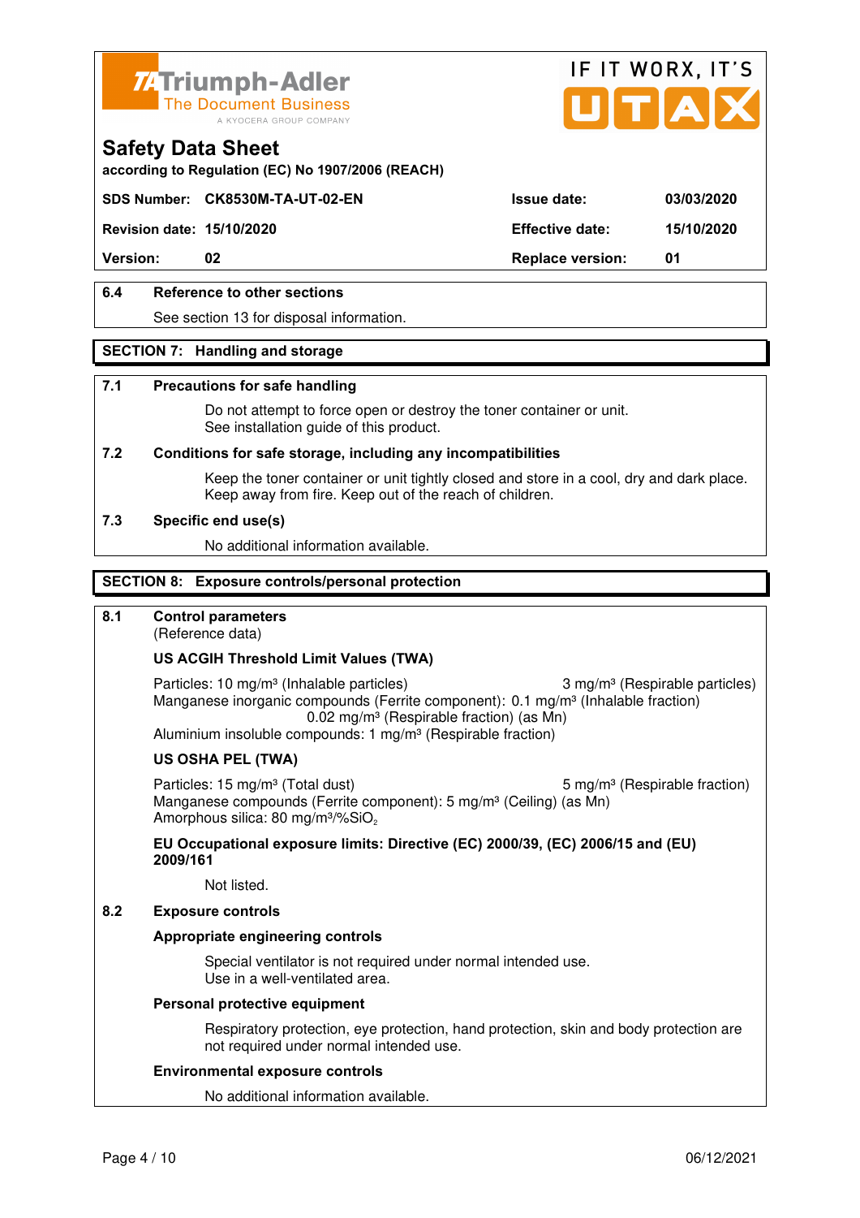## Safety Data Sheet

according to Regulation (EC) No 1907/2006 (REACH)

| SDS Number: | CK8530M-TA-UT-02-EN | Issue date: | 03/03/2020 |
|---|---|---|---|
| Revision date: | 15/10/2020 | Effective date: | 15/10/2020 |
| Version: | 02 | Replace version: | 01 |

### 6.4 Reference to other sections

See section 13 for disposal information.

## SECTION 7: Handling and storage

### 7.1 Precautions for safe handling

Do not attempt to force open or destroy the toner container or unit.
See installation guide of this product.

### 7.2 Conditions for safe storage, including any incompatibilities

Keep the toner container or unit tightly closed and store in a cool, dry and dark place.
Keep away from fire. Keep out of the reach of children.

### 7.3 Specific end use(s)

No additional information available.

## SECTION 8: Exposure controls/personal protection

### 8.1 Control parameters

(Reference data)

**US ACGIH Threshold Limit Values (TWA)**

Particles: 10 mg/m³ (Inhalable particles) 3 mg/m³ (Respirable particles)
Manganese inorganic compounds (Ferrite component): 0.1 mg/m³ (Inhalable fraction)
0.02 mg/m³ (Respirable fraction) (as Mn)
Aluminium insoluble compounds: 1 mg/m³ (Respirable fraction)

**US OSHA PEL (TWA)**

Particles: 15 mg/m³ (Total dust) 5 mg/m³ (Respirable fraction)
Manganese compounds (Ferrite component): 5 mg/m³ (Ceiling) (as Mn)
Amorphous silica: 80 mg/m³/%$SiO_2$

**EU Occupational exposure limits: Directive (EC) 2000/39, (EC) 2006/15 and (EU) 2009/161**

Not listed.

### 8.2 Exposure controls

**Appropriate engineering controls**

Special ventilator is not required under normal intended use.
Use in a well-ventilated area.

**Personal protective equipment**

Respiratory protection, eye protection, hand protection, skin and body protection are not required under normal intended use.

**Environmental exposure controls**

No additional information available.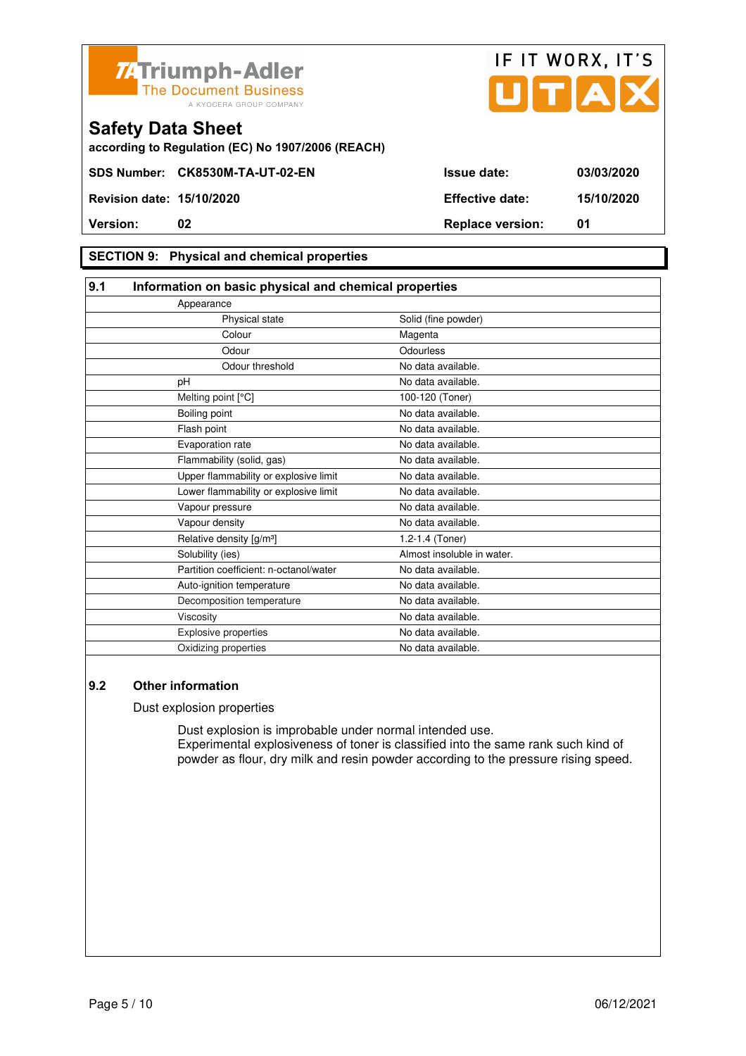Triumph-Adler
The Document Business
A KYOCERA GROUP COMPANY

IF IT WORX, IT'S UTAX

# Safety Data Sheet

**according to Regulation (EC) No 1907/2006 (REACH)**

| | | | |
|---|---|---|---|
| **SDS Number:** | **CK8530M-TA-UT-02-EN** | **Issue date:** | **03/03/2020** |
| **Revision date:** | **15/10/2020** | **Effective date:** | **15/10/2020** |
| **Version:** | **02** | **Replace version:** | **01** |

## SECTION 9: Physical and chemical properties

### 9.1 Information on basic physical and chemical properties

| Property | Value |
|---|---|
| Appearance | |
| Physical state | Solid (fine powder) |
| Colour | Magenta |
| Odour | Odourless |
| Odour threshold | No data available. |
| pH | No data available. |
| Melting point [°C] | 100-120 (Toner) |
| Boiling point | No data available. |
| Flash point | No data available. |
| Evaporation rate | No data available. |
| Flammability (solid, gas) | No data available. |
| Upper flammability or explosive limit | No data available. |
| Lower flammability or explosive limit | No data available. |
| Vapour pressure | No data available. |
| Vapour density | No data available. |
| Relative density [g/m³] | 1.2-1.4 (Toner) |
| Solubility (ies) | Almost insoluble in water. |
| Partition coefficient: n-octanol/water | No data available. |
| Auto-ignition temperature | No data available. |
| Decomposition temperature | No data available. |
| Viscosity | No data available. |
| Explosive properties | No data available. |
| Oxidizing properties | No data available. |

### 9.2 Other information

Dust explosion properties

Dust explosion is improbable under normal intended use.
Experimental explosiveness of toner is classified into the same rank such kind of powder as flour, dry milk and resin powder according to the pressure rising speed.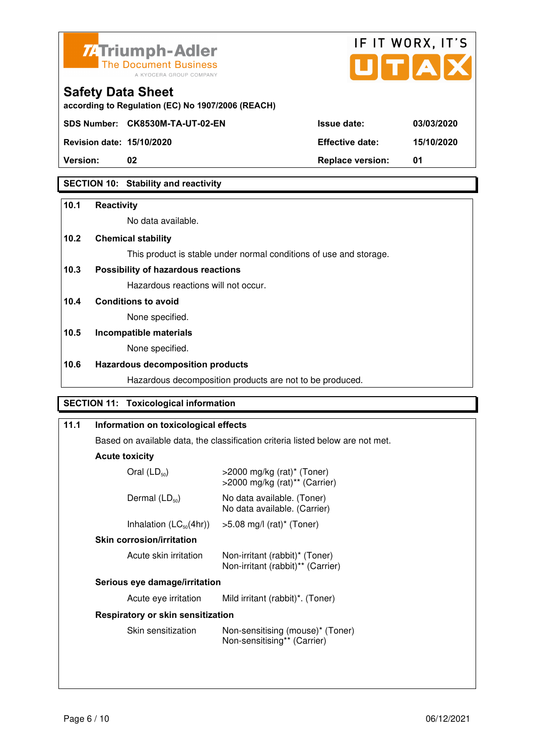**Safety Data Sheet**

according to Regulation (EC) No 1907/2006 (REACH)

| | | | |
|---|---|---|---|
| **SDS Number:** | **CK8530M-TA-UT-02-EN** | **Issue date:** | **03/03/2020** |
| **Revision date:** | **15/10/2020** | **Effective date:** | **15/10/2020** |
| **Version:** | **02** | **Replace version:** | **01** |

## SECTION 10: Stability and reactivity

**10.1 Reactivity**

No data available.

**10.2 Chemical stability**

This product is stable under normal conditions of use and storage.

**10.3 Possibility of hazardous reactions**

Hazardous reactions will not occur.

**10.4 Conditions to avoid**

None specified.

**10.5 Incompatible materials**

None specified.

**10.6 Hazardous decomposition products**

Hazardous decomposition products are not to be produced.

## SECTION 11: Toxicological information

**11.1 Information on toxicological effects**

Based on available data, the classification criteria listed below are not met.

**Acute toxicity**

| | |
|---|---|
| Oral ($LD_{50}$) | >2000 mg/kg (rat)* (Toner)<br>>2000 mg/kg (rat)** (Carrier) |
| Dermal ($LD_{50}$) | No data available. (Toner)<br>No data available. (Carrier) |
| Inhalation ($LC_{50}$(4hr)) | >5.08 mg/l (rat)* (Toner) |

**Skin corrosion/irritation**

| | |
|---|---|
| Acute skin irritation | Non-irritant (rabbit)* (Toner)<br>Non-irritant (rabbit)** (Carrier) |

**Serious eye damage/irritation**

| | |
|---|---|
| Acute eye irritation | Mild irritant (rabbit)*. (Toner) |

**Respiratory or skin sensitization**

| | |
|---|---|
| Skin sensitization | Non-sensitising (mouse)* (Toner)<br>Non-sensitising** (Carrier) |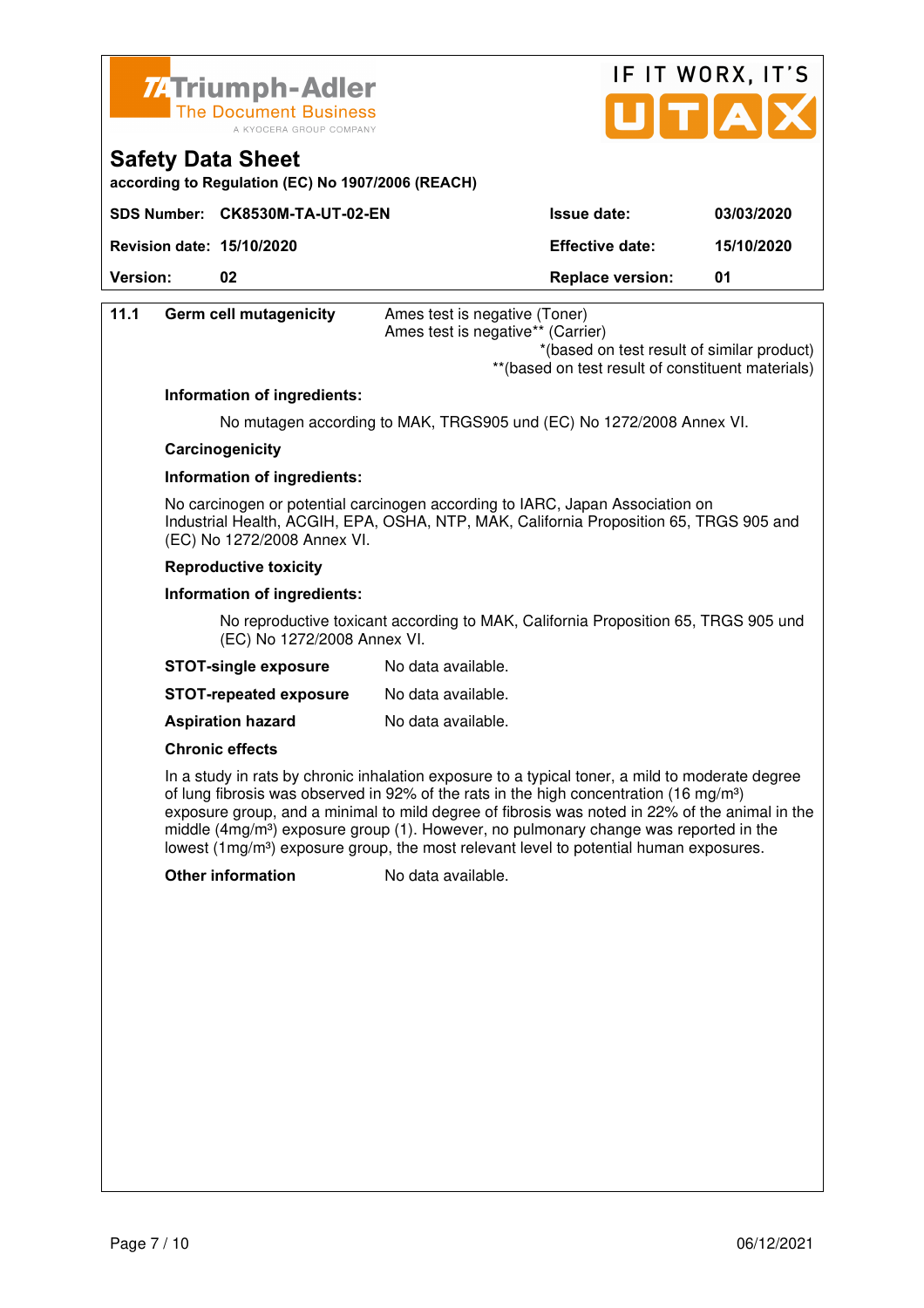**Safety Data Sheet**

according to Regulation (EC) No 1907/2006 (REACH)

| SDS Number: | CK8530M-TA-UT-02-EN | Issue date: | 03/03/2020 |
|---|---|---|---|
| Revision date: | 15/10/2020 | Effective date: | 15/10/2020 |
| Version: | 02 | Replace version: | 01 |

**11.1 Germ cell mutagenicity**

Ames test is negative (Toner)
Ames test is negative** (Carrier)

*(based on test result of similar product)
**(based on test result of constituent materials)

**Information of ingredients:**

No mutagen according to MAK, TRGS905 und (EC) No 1272/2008 Annex VI.

**Carcinogenicity**

**Information of ingredients:**

No carcinogen or potential carcinogen according to IARC, Japan Association on Industrial Health, ACGIH, EPA, OSHA, NTP, MAK, California Proposition 65, TRGS 905 and (EC) No 1272/2008 Annex VI.

**Reproductive toxicity**

**Information of ingredients:**

No reproductive toxicant according to MAK, California Proposition 65, TRGS 905 und (EC) No 1272/2008 Annex VI.

**STOT-single exposure** No data available.

**STOT-repeated exposure** No data available.

**Aspiration hazard** No data available.

**Chronic effects**

In a study in rats by chronic inhalation exposure to a typical toner, a mild to moderate degree of lung fibrosis was observed in 92% of the rats in the high concentration (16 mg/m³) exposure group, and a minimal to mild degree of fibrosis was noted in 22% of the animal in the middle (4mg/m³) exposure group (1). However, no pulmonary change was reported in the lowest (1mg/m³) exposure group, the most relevant level to potential human exposures.

**Other information** No data available.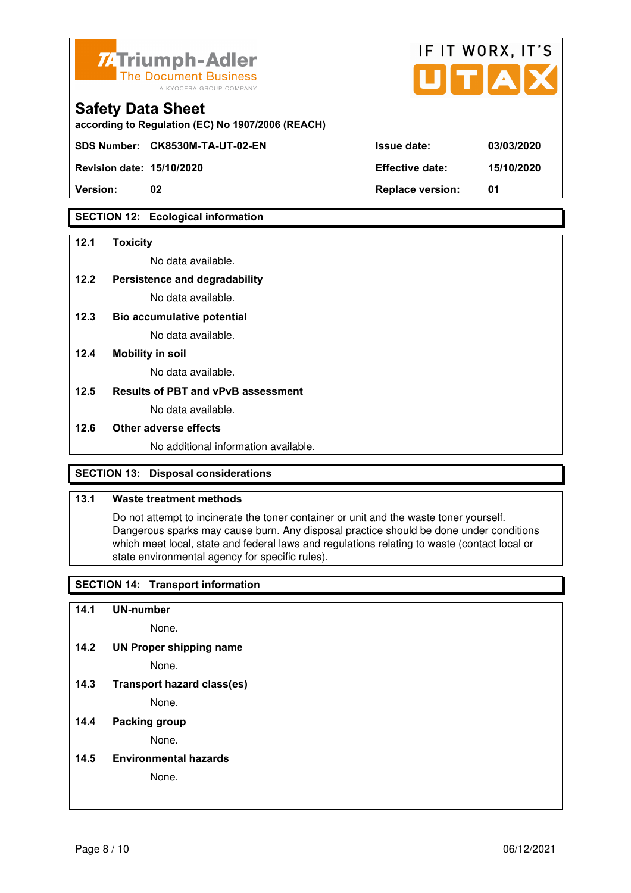# Safety Data Sheet

according to Regulation (EC) No 1907/2006 (REACH)

| SDS Number: CK8530M-TA-UT-02-EN | | Issue date: | 03/03/2020 |
|---|---|---|---|
| Revision date: | 15/10/2020 | Effective date: | 15/10/2020 |
| Version: | 02 | Replace version: | 01 |

## SECTION 12: Ecological information

**12.1 Toxicity**

No data available.

**12.2 Persistence and degradability**

No data available.

**12.3 Bio accumulative potential**

No data available.

**12.4 Mobility in soil**

No data available.

**12.5 Results of PBT and vPvB assessment**

No data available.

**12.6 Other adverse effects**

No additional information available.

## SECTION 13: Disposal considerations

**13.1 Waste treatment methods**

Do not attempt to incinerate the toner container or unit and the waste toner yourself. Dangerous sparks may cause burn. Any disposal practice should be done under conditions which meet local, state and federal laws and regulations relating to waste (contact local or state environmental agency for specific rules).

## SECTION 14: Transport information

**14.1 UN-number**

None.

**14.2 UN Proper shipping name**

None.

**14.3 Transport hazard class(es)**

None.

**14.4 Packing group**

None.

**14.5 Environmental hazards**

None.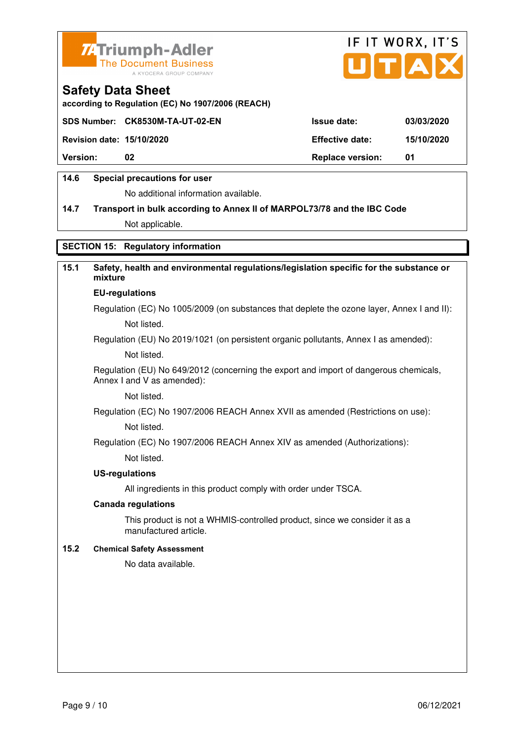# Safety Data Sheet

according to Regulation (EC) No 1907/2006 (REACH)

| SDS Number: | CK8530M-TA-UT-02-EN | Issue date: | 03/03/2020 |
| --- | --- | --- | --- |
| Revision date: | 15/10/2020 | Effective date: | 15/10/2020 |
| Version: | 02 | Replace version: | 01 |

### 14.6 Special precautions for user

No additional information available.

### 14.7 Transport in bulk according to Annex II of MARPOL73/78 and the IBC Code

Not applicable.

## SECTION 15: Regulatory information

### 15.1 Safety, health and environmental regulations/legislation specific for the substance or mixture

**EU-regulations**

Regulation (EC) No 1005/2009 (on substances that deplete the ozone layer, Annex I and II):

Not listed.

Regulation (EU) No 2019/1021 (on persistent organic pollutants, Annex I as amended):

Not listed.

Regulation (EU) No 649/2012 (concerning the export and import of dangerous chemicals, Annex I and V as amended):

Not listed.

Regulation (EC) No 1907/2006 REACH Annex XVII as amended (Restrictions on use):

Not listed.

Regulation (EC) No 1907/2006 REACH Annex XIV as amended (Authorizations):

Not listed.

**US-regulations**

All ingredients in this product comply with order under TSCA.

**Canada regulations**

This product is not a WHMIS-controlled product, since we consider it as a manufactured article.

### 15.2 Chemical Safety Assessment

No data available.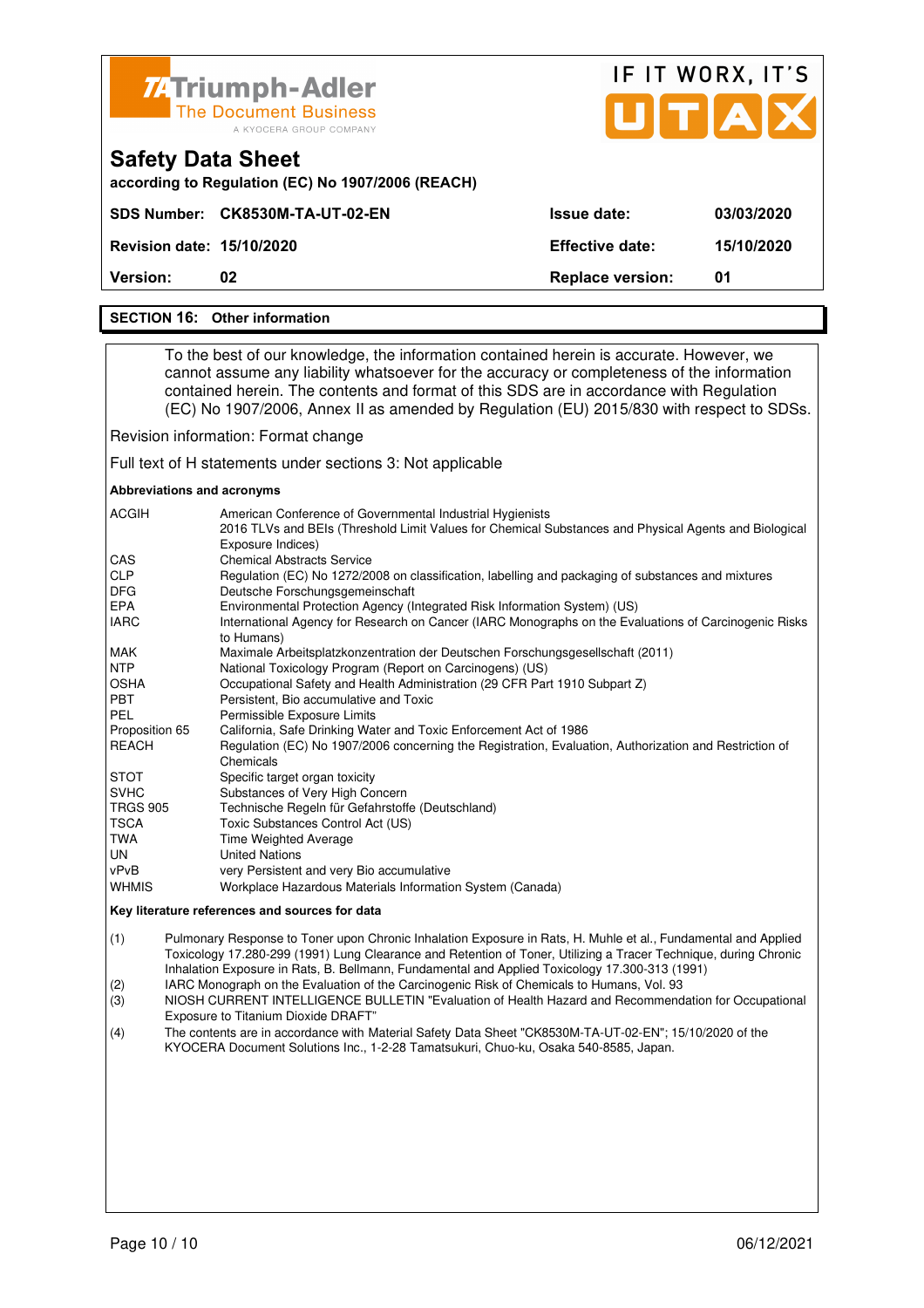# Safety Data Sheet

according to Regulation (EC) No 1907/2006 (REACH)

| SDS Number: | CK8530M-TA-UT-02-EN | Issue date: | 03/03/2020 |
|---|---|---|---|
| Revision date: | 15/10/2020 | Effective date: | 15/10/2020 |
| Version: | 02 | Replace version: | 01 |

## SECTION 16: Other information

To the best of our knowledge, the information contained herein is accurate. However, we cannot assume any liability whatsoever for the accuracy or completeness of the information contained herein. The contents and format of this SDS are in accordance with Regulation (EC) No 1907/2006, Annex II as amended by Regulation (EU) 2015/830 with respect to SDSs.

Revision information: Format change

Full text of H statements under sections 3: Not applicable

**Abbreviations and acronyms**

| | |
|---|---|
| ACGIH | American Conference of Governmental Industrial Hygienists<br>2016 TLVs and BEIs (Threshold Limit Values for Chemical Substances and Physical Agents and Biological Exposure Indices) |
| CAS | Chemical Abstracts Service |
| CLP | Regulation (EC) No 1272/2008 on classification, labelling and packaging of substances and mixtures |
| DFG | Deutsche Forschungsgemeinschaft |
| EPA | Environmental Protection Agency (Integrated Risk Information System) (US) |
| IARC | International Agency for Research on Cancer (IARC Monographs on the Evaluations of Carcinogenic Risks to Humans) |
| MAK | Maximale Arbeitsplatzkonzentration der Deutschen Forschungsgesellschaft (2011) |
| NTP | National Toxicology Program (Report on Carcinogens) (US) |
| OSHA | Occupational Safety and Health Administration (29 CFR Part 1910 Subpart Z) |
| PBT | Persistent, Bio accumulative and Toxic |
| PEL | Permissible Exposure Limits |
| Proposition 65 | California, Safe Drinking Water and Toxic Enforcement Act of 1986 |
| REACH | Regulation (EC) No 1907/2006 concerning the Registration, Evaluation, Authorization and Restriction of Chemicals |
| STOT | Specific target organ toxicity |
| SVHC | Substances of Very High Concern |
| TRGS 905 | Technische Regeln für Gefahrstoffe (Deutschland) |
| TSCA | Toxic Substances Control Act (US) |
| TWA | Time Weighted Average |
| UN | United Nations |
| vPvB | very Persistent and very Bio accumulative |
| WHMIS | Workplace Hazardous Materials Information System (Canada) |

**Key literature references and sources for data**

(1) Pulmonary Response to Toner upon Chronic Inhalation Exposure in Rats, H. Muhle et al., Fundamental and Applied Toxicology 17.280-299 (1991) Lung Clearance and Retention of Toner, Utilizing a Tracer Technique, during Chronic Inhalation Exposure in Rats, B. Bellmann, Fundamental and Applied Toxicology 17.300-313 (1991)

(2) IARC Monograph on the Evaluation of the Carcinogenic Risk of Chemicals to Humans, Vol. 93

(3) NIOSH CURRENT INTELLIGENCE BULLETIN "Evaluation of Health Hazard and Recommendation for Occupational Exposure to Titanium Dioxide DRAFT"

(4) The contents are in accordance with Material Safety Data Sheet "CK8530M-TA-UT-02-EN"; 15/10/2020 of the KYOCERA Document Solutions Inc., 1-2-28 Tamatsukuri, Chuo-ku, Osaka 540-8585, Japan.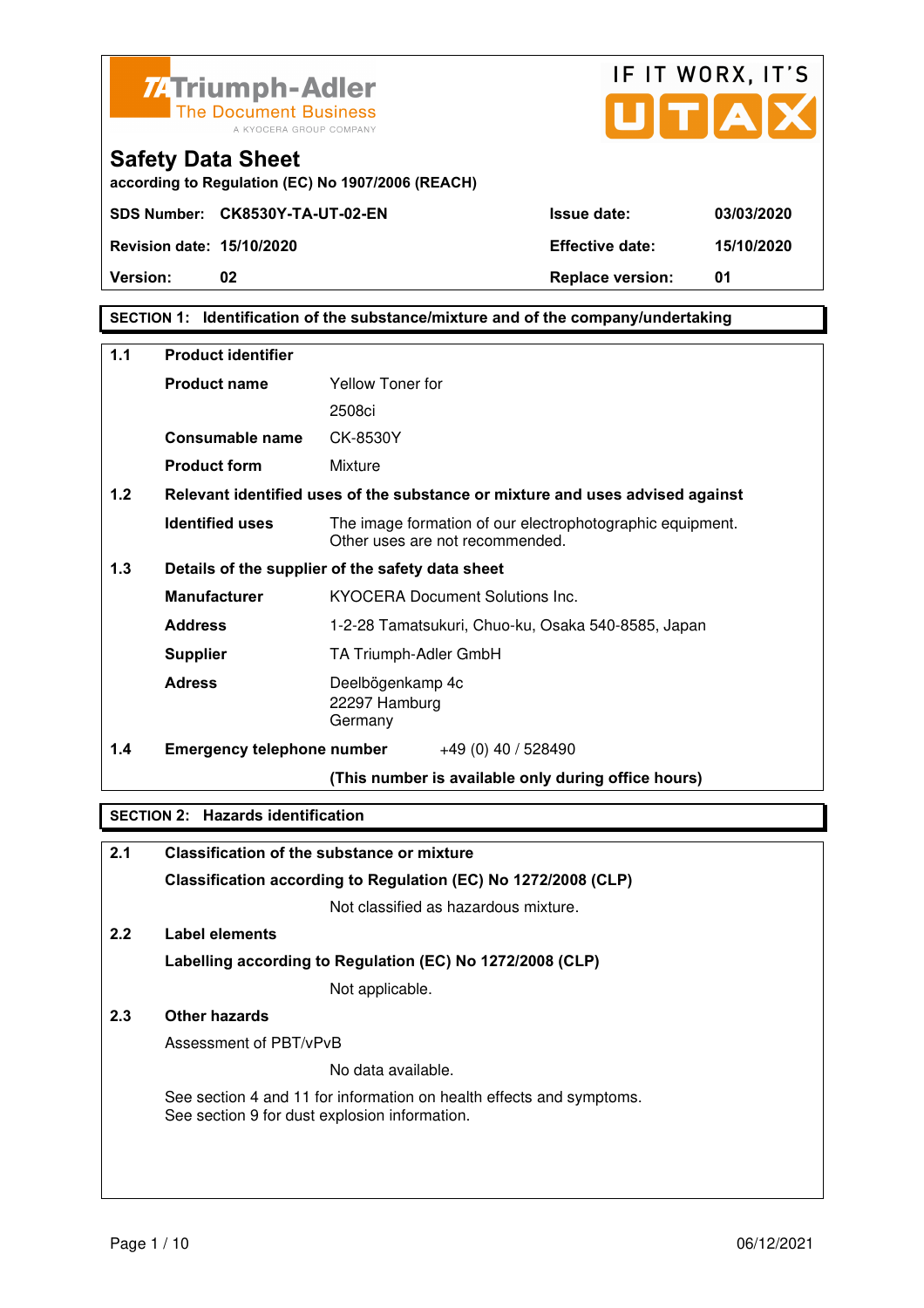Triumph-Adler
The Document Business
A KYOCERA GROUP COMPANY

IF IT WORX, IT'S UTAX

# Safety Data Sheet

according to Regulation (EC) No 1907/2006 (REACH)

| | | | |
|---|---|---|---|
| **SDS Number:** | **CK8530Y-TA-UT-02-EN** | **Issue date:** | **03/03/2020** |
| **Revision date:** | **15/10/2020** | **Effective date:** | **15/10/2020** |
| **Version:** | **02** | **Replace version:** | **01** |

## SECTION 1: Identification of the substance/mixture and of the company/undertaking

**1.1 Product identifier**

| | |
|---|---|
| **Product name** | Yellow Toner for 2508ci |
| **Consumable name** | CK-8530Y |
| **Product form** | Mixture |

**1.2 Relevant identified uses of the substance or mixture and uses advised against**

| | |
|---|---|
| **Identified uses** | The image formation of our electrophotographic equipment. Other uses are not recommended. |

**1.3 Details of the supplier of the safety data sheet**

| | |
|---|---|
| **Manufacturer** | KYOCERA Document Solutions Inc. |
| **Address** | 1-2-28 Tamatsukuri, Chuo-ku, Osaka 540-8585, Japan |
| **Supplier** | TA Triumph-Adler GmbH |
| **Adress** | Deelbögenkamp 4c<br>22297 Hamburg<br>Germany |

**1.4 Emergency telephone number** +49 (0) 40 / 528490

**(This number is available only during office hours)**

## SECTION 2: Hazards identification

**2.1 Classification of the substance or mixture**

**Classification according to Regulation (EC) No 1272/2008 (CLP)**

Not classified as hazardous mixture.

**2.2 Label elements**

**Labelling according to Regulation (EC) No 1272/2008 (CLP)**

Not applicable.

**2.3 Other hazards**

Assessment of PBT/vPvB

No data available.

See section 4 and 11 for information on health effects and symptoms.
See section 9 for dust explosion information.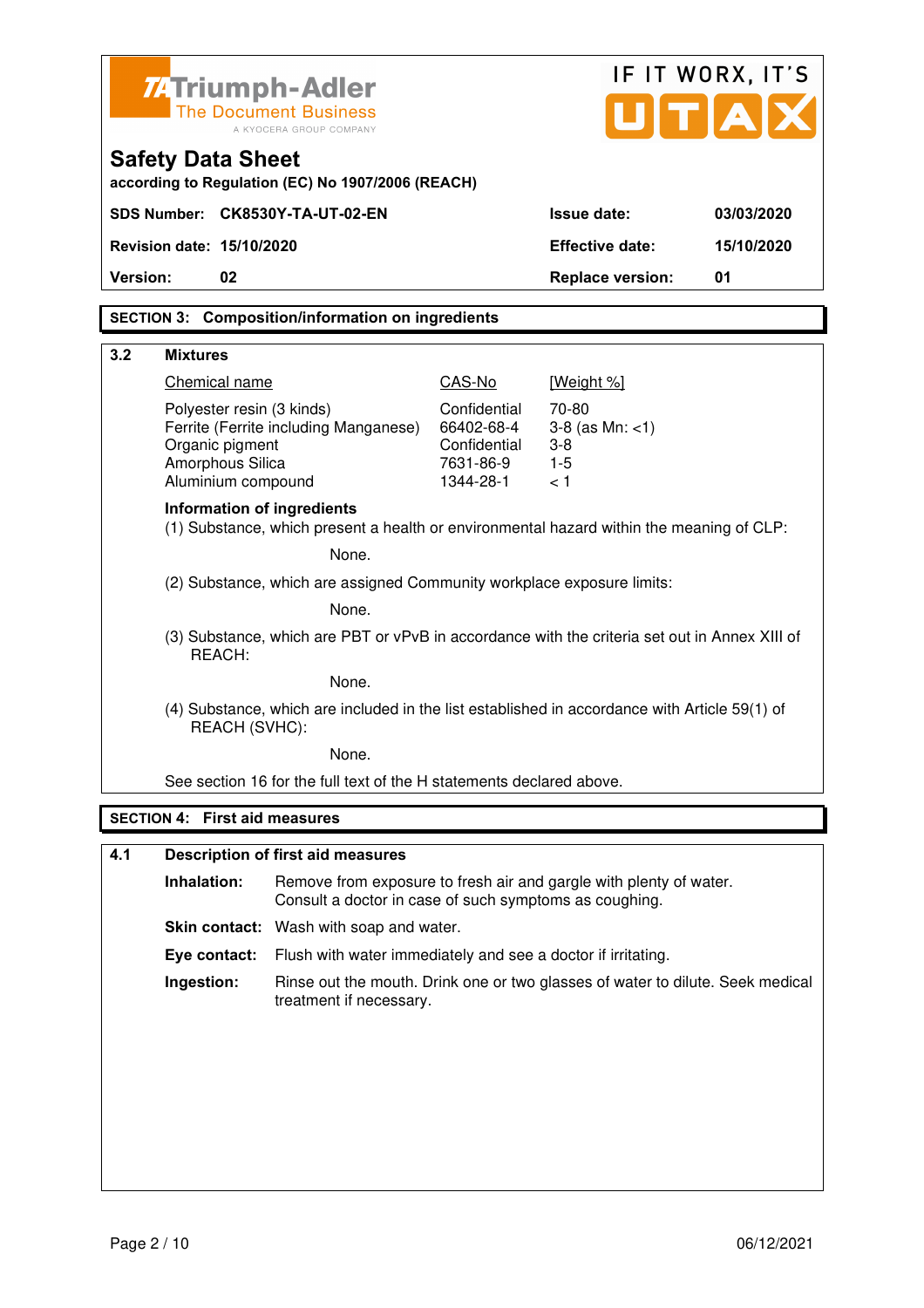**Safety Data Sheet**

according to Regulation (EC) No 1907/2006 (REACH)

| | | | |
|---|---|---|---|
| **SDS Number:** | **CK8530Y-TA-UT-02-EN** | **Issue date:** | **03/03/2020** |
| **Revision date:** | **15/10/2020** | **Effective date:** | **15/10/2020** |
| **Version:** | **02** | **Replace version:** | **01** |

## SECTION 3: Composition/information on ingredients

### 3.2 Mixtures

| Chemical name | CAS-No | [Weight %] |
|---|---|---|
| Polyester resin (3 kinds) | Confidential | 70-80 |
| Ferrite (Ferrite including Manganese) | 66402-68-4 | 3-8 (as Mn: <1) |
| Organic pigment | Confidential | 3-8 |
| Amorphous Silica | 7631-86-9 | 1-5 |
| Aluminium compound | 1344-28-1 | < 1 |

**Information of ingredients**

(1) Substance, which present a health or environmental hazard within the meaning of CLP:

None.

(2) Substance, which are assigned Community workplace exposure limits:

None.

(3) Substance, which are PBT or vPvB in accordance with the criteria set out in Annex XIII of REACH:

None.

(4) Substance, which are included in the list established in accordance with Article 59(1) of REACH (SVHC):

None.

See section 16 for the full text of the H statements declared above.

## SECTION 4: First aid measures

### 4.1 Description of first aid measures

**Inhalation:** Remove from exposure to fresh air and gargle with plenty of water. Consult a doctor in case of such symptoms as coughing.

**Skin contact:** Wash with soap and water.

**Eye contact:** Flush with water immediately and see a doctor if irritating.

**Ingestion:** Rinse out the mouth. Drink one or two glasses of water to dilute. Seek medical treatment if necessary.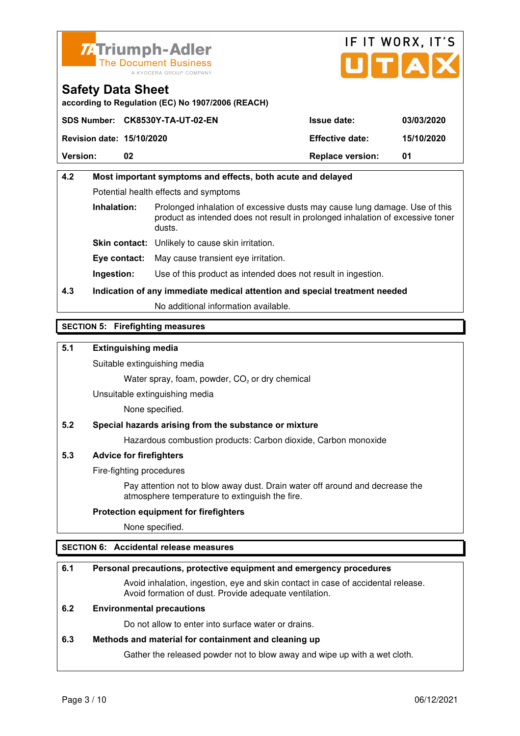**4.2 Most important symptoms and effects, both acute and delayed**

Potential health effects and symptoms

**Inhalation:** Prolonged inhalation of excessive dusts may cause lung damage. Use of this product as intended does not result in prolonged inhalation of excessive toner dusts.

**Skin contact:** Unlikely to cause skin irritation.

**Eye contact:** May cause transient eye irritation.

**Ingestion:** Use of this product as intended does not result in ingestion.

**4.3 Indication of any immediate medical attention and special treatment needed**

No additional information available.

## SECTION 5: Firefighting measures

**5.1 Extinguishing media**

Suitable extinguishing media

Water spray, foam, powder, $CO_2$ or dry chemical

Unsuitable extinguishing media

None specified.

**5.2 Special hazards arising from the substance or mixture**

Hazardous combustion products: Carbon dioxide, Carbon monoxide

**5.3 Advice for firefighters**

Fire-fighting procedures

Pay attention not to blow away dust. Drain water off around and decrease the atmosphere temperature to extinguish the fire.

**Protection equipment for firefighters**

None specified.

## SECTION 6: Accidental release measures

**6.1 Personal precautions, protective equipment and emergency procedures**

Avoid inhalation, ingestion, eye and skin contact in case of accidental release. Avoid formation of dust. Provide adequate ventilation.

**6.2 Environmental precautions**

Do not allow to enter into surface water or drains.

**6.3 Methods and material for containment and cleaning up**

Gather the released powder not to blow away and wipe up with a wet cloth.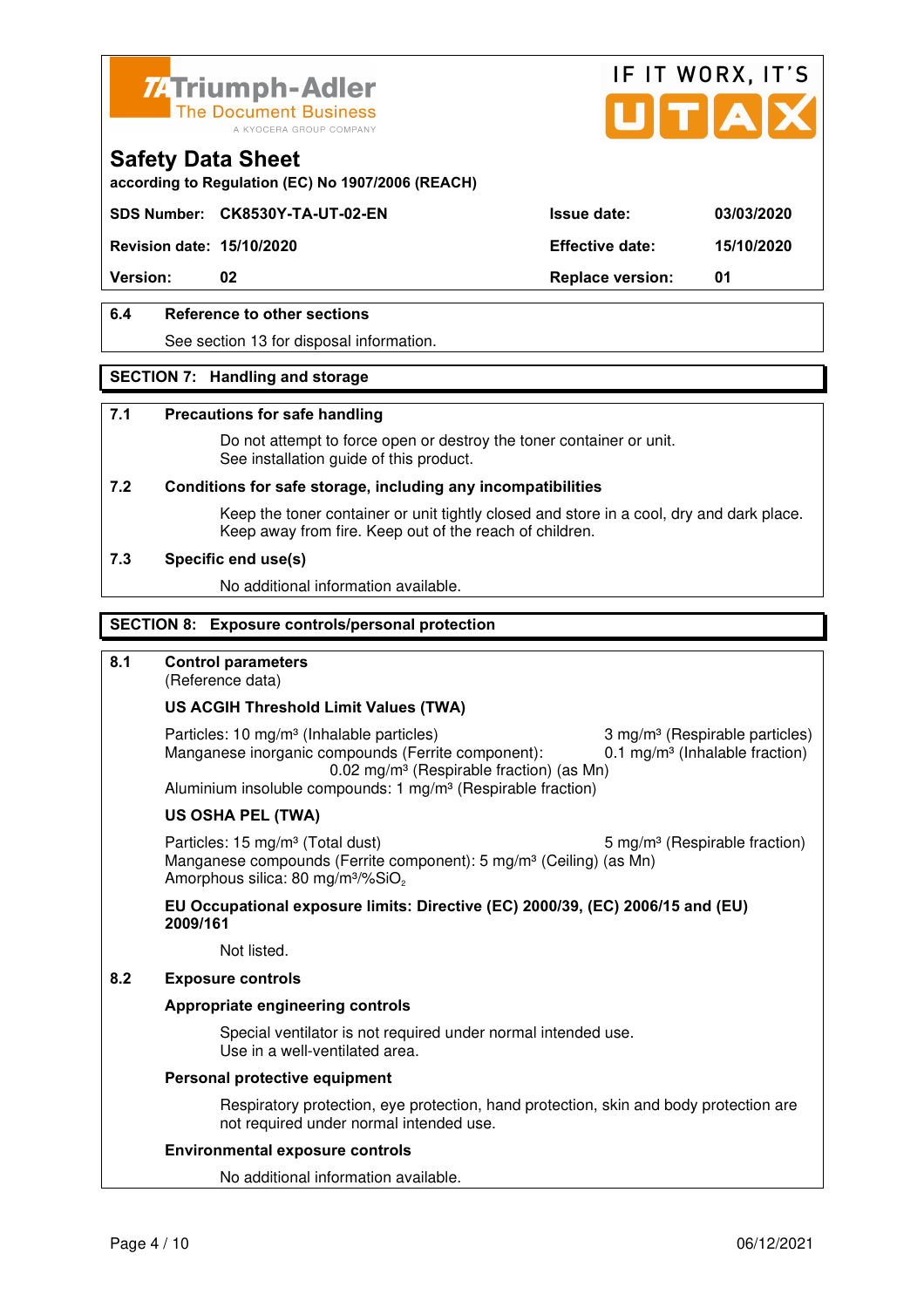**Safety Data Sheet**

according to Regulation (EC) No 1907/2006 (REACH)

| SDS Number: | CK8530Y-TA-UT-02-EN | Issue date: | 03/03/2020 |
|---|---|---|---|
| Revision date: | 15/10/2020 | Effective date: | 15/10/2020 |
| Version: | 02 | Replace version: | 01 |

### 6.4 Reference to other sections

See section 13 for disposal information.

## SECTION 7: Handling and storage

### 7.1 Precautions for safe handling

Do not attempt to force open or destroy the toner container or unit.
See installation guide of this product.

### 7.2 Conditions for safe storage, including any incompatibilities

Keep the toner container or unit tightly closed and store in a cool, dry and dark place.
Keep away from fire. Keep out of the reach of children.

### 7.3 Specific end use(s)

No additional information available.

## SECTION 8: Exposure controls/personal protection

### 8.1 Control parameters

(Reference data)

**US ACGIH Threshold Limit Values (TWA)**

Particles: 10 mg/m³ (Inhalable particles) 3 mg/m³ (Respirable particles)
Manganese inorganic compounds (Ferrite component): 0.1 mg/m³ (Inhalable fraction)
0.02 mg/m³ (Respirable fraction) (as Mn)
Aluminium insoluble compounds: 1 mg/m³ (Respirable fraction)

**US OSHA PEL (TWA)**

Particles: 15 mg/m³ (Total dust) 5 mg/m³ (Respirable fraction)
Manganese compounds (Ferrite component): 5 mg/m³ (Ceiling) (as Mn)
Amorphous silica: 80 mg/m³/%$SiO_2$

**EU Occupational exposure limits: Directive (EC) 2000/39, (EC) 2006/15 and (EU) 2009/161**

Not listed.

### 8.2 Exposure controls

**Appropriate engineering controls**

Special ventilator is not required under normal intended use.
Use in a well-ventilated area.

**Personal protective equipment**

Respiratory protection, eye protection, hand protection, skin and body protection are not required under normal intended use.

**Environmental exposure controls**

No additional information available.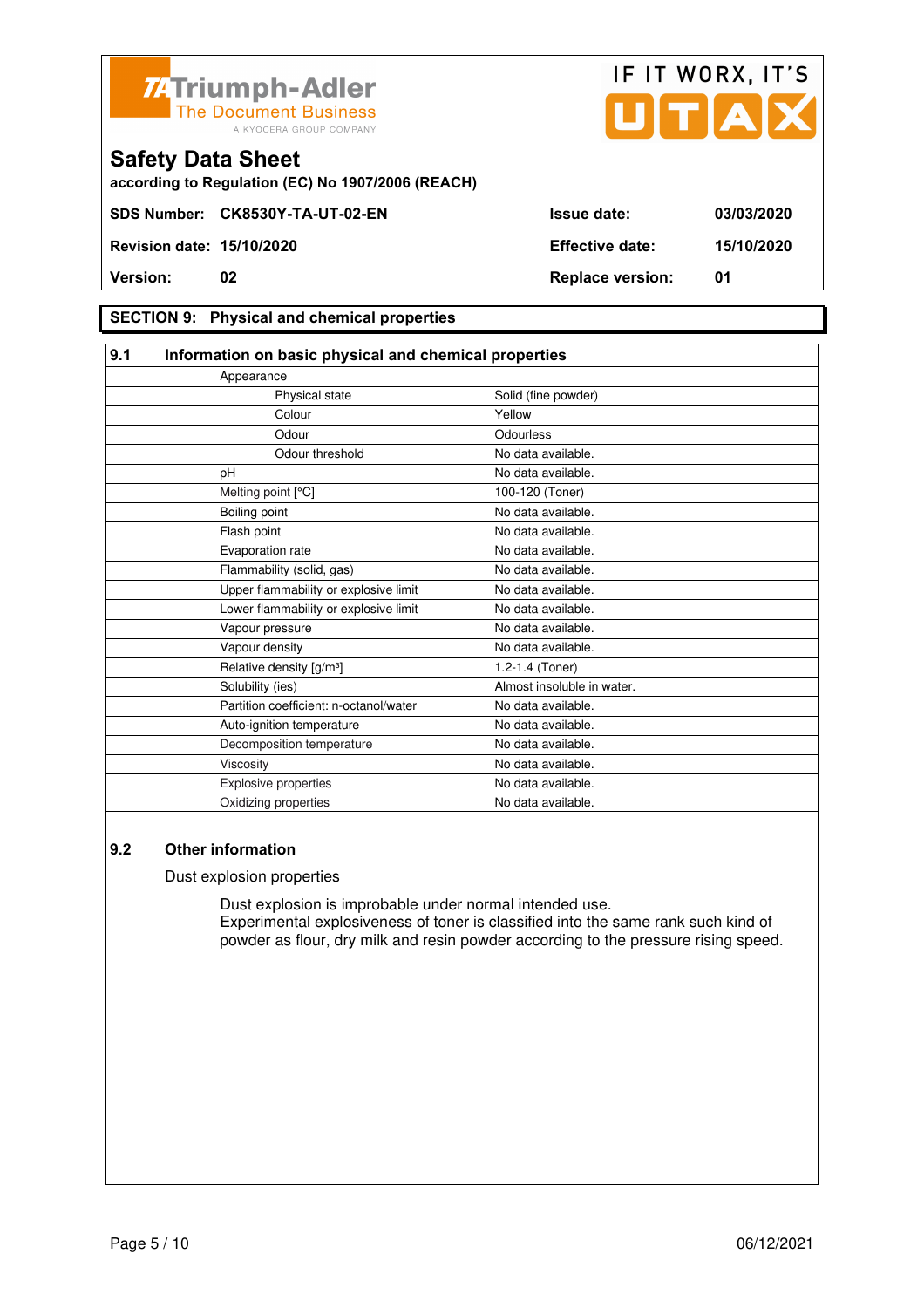Triumph-Adler
The Document Business
A KYOCERA GROUP COMPANY

IF IT WORX, IT'S UTAX

## Safety Data Sheet

**according to Regulation (EC) No 1907/2006 (REACH)**

| | | | |
|---|---|---|---|
| **SDS Number:** | **CK8530Y-TA-UT-02-EN** | **Issue date:** | **03/03/2020** |
| **Revision date:** | **15/10/2020** | **Effective date:** | **15/10/2020** |
| **Version:** | **02** | **Replace version:** | **01** |

## SECTION 9: Physical and chemical properties

### 9.1 Information on basic physical and chemical properties

| Property | Value |
|---|---|
| Appearance | |
| Physical state | Solid (fine powder) |
| Colour | Yellow |
| Odour | Odourless |
| Odour threshold | No data available. |
| pH | No data available. |
| Melting point [°C] | 100-120 (Toner) |
| Boiling point | No data available. |
| Flash point | No data available. |
| Evaporation rate | No data available. |
| Flammability (solid, gas) | No data available. |
| Upper flammability or explosive limit | No data available. |
| Lower flammability or explosive limit | No data available. |
| Vapour pressure | No data available. |
| Vapour density | No data available. |
| Relative density [g/m³] | 1.2-1.4 (Toner) |
| Solubility (ies) | Almost insoluble in water. |
| Partition coefficient: n-octanol/water | No data available. |
| Auto-ignition temperature | No data available. |
| Decomposition temperature | No data available. |
| Viscosity | No data available. |
| Explosive properties | No data available. |
| Oxidizing properties | No data available. |

### 9.2 Other information

Dust explosion properties

Dust explosion is improbable under normal intended use.
Experimental explosiveness of toner is classified into the same rank such kind of powder as flour, dry milk and resin powder according to the pressure rising speed.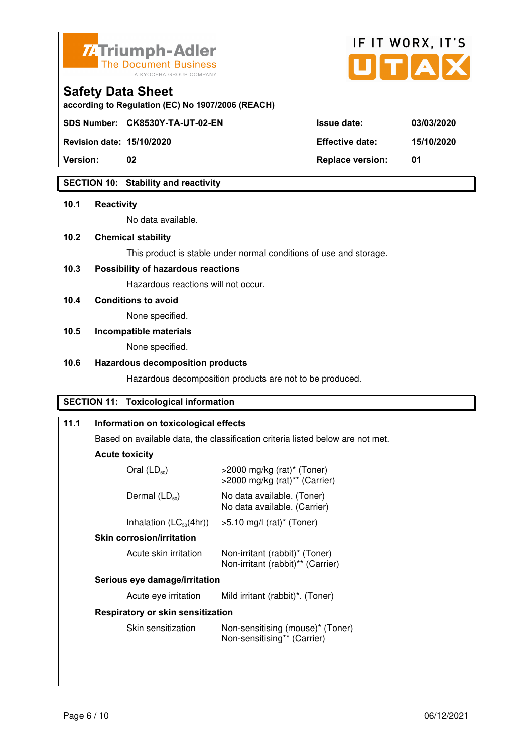Triumph-Adler
The Document Business
A KYOCERA GROUP COMPANY

IF IT WORX, IT'S UTAX

# Safety Data Sheet

according to Regulation (EC) No 1907/2006 (REACH)

| SDS Number: | CK8530Y-TA-UT-02-EN | Issue date: | 03/03/2020 |
|---|---|---|---|
| Revision date: | 15/10/2020 | Effective date: | 15/10/2020 |
| Version: | 02 | Replace version: | 01 |

## SECTION 10: Stability and reactivity

**10.1 Reactivity**

No data available.

**10.2 Chemical stability**

This product is stable under normal conditions of use and storage.

**10.3 Possibility of hazardous reactions**

Hazardous reactions will not occur.

**10.4 Conditions to avoid**

None specified.

**10.5 Incompatible materials**

None specified.

**10.6 Hazardous decomposition products**

Hazardous decomposition products are not to be produced.

## SECTION 11: Toxicological information

**11.1 Information on toxicological effects**

Based on available data, the classification criteria listed below are not met.

**Acute toxicity**

| | |
|---|---|
| Oral ($LD_{50}$) | >2000 mg/kg (rat)* (Toner)<br>>2000 mg/kg (rat)** (Carrier) |
| Dermal ($LD_{50}$) | No data available. (Toner)<br>No data available. (Carrier) |
| Inhalation ($LC_{50}$(4hr)) | >5.10 mg/l (rat)* (Toner) |

**Skin corrosion/irritation**

| | |
|---|---|
| Acute skin irritation | Non-irritant (rabbit)* (Toner)<br>Non-irritant (rabbit)** (Carrier) |

**Serious eye damage/irritation**

| | |
|---|---|
| Acute eye irritation | Mild irritant (rabbit)*. (Toner) |

**Respiratory or skin sensitization**

| | |
|---|---|
| Skin sensitization | Non-sensitising (mouse)* (Toner)<br>Non-sensitising** (Carrier) |

06/12/2021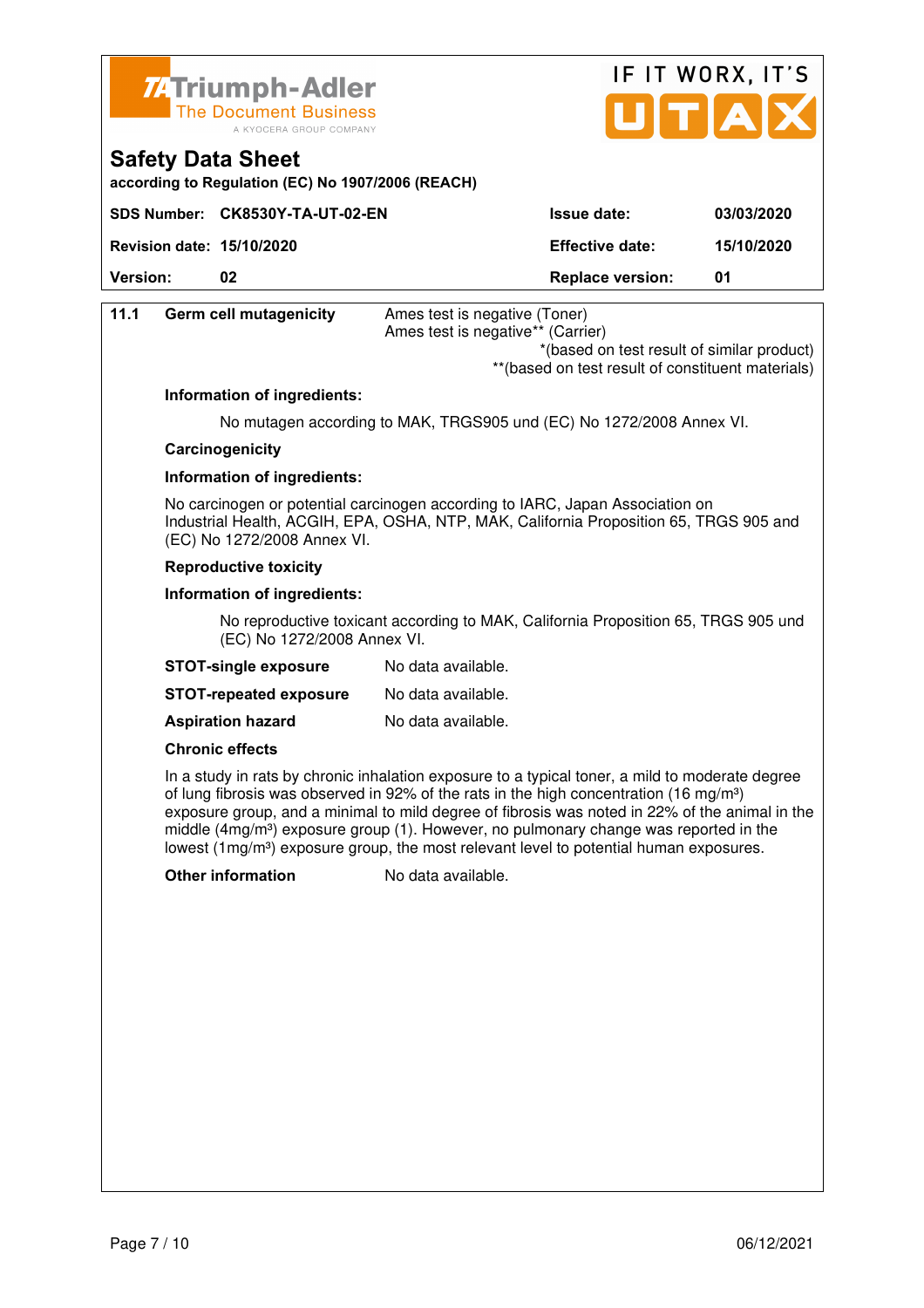| 11.1 | Germ cell mutagenicity | Ames test is negative (Toner)<br>Ames test is negative** (Carrier)<br>*(based on test result of similar product)<br>**(based on test result of constituent materials) |
|---|---|---|

**Information of ingredients:**

No mutagen according to MAK, TRGS905 und (EC) No 1272/2008 Annex VI.

**Carcinogenicity**

**Information of ingredients:**

No carcinogen or potential carcinogen according to IARC, Japan Association on Industrial Health, ACGIH, EPA, OSHA, NTP, MAK, California Proposition 65, TRGS 905 and (EC) No 1272/2008 Annex VI.

**Reproductive toxicity**

**Information of ingredients:**

No reproductive toxicant according to MAK, California Proposition 65, TRGS 905 und (EC) No 1272/2008 Annex VI.

**STOT-single exposure** No data available.

**STOT-repeated exposure** No data available.

**Aspiration hazard** No data available.

**Chronic effects**

In a study in rats by chronic inhalation exposure to a typical toner, a mild to moderate degree of lung fibrosis was observed in 92% of the rats in the high concentration (16 mg/m³) exposure group, and a minimal to mild degree of fibrosis was noted in 22% of the animal in the middle (4mg/m³) exposure group (1). However, no pulmonary change was reported in the lowest (1mg/m³) exposure group, the most relevant level to potential human exposures.

**Other information** No data available.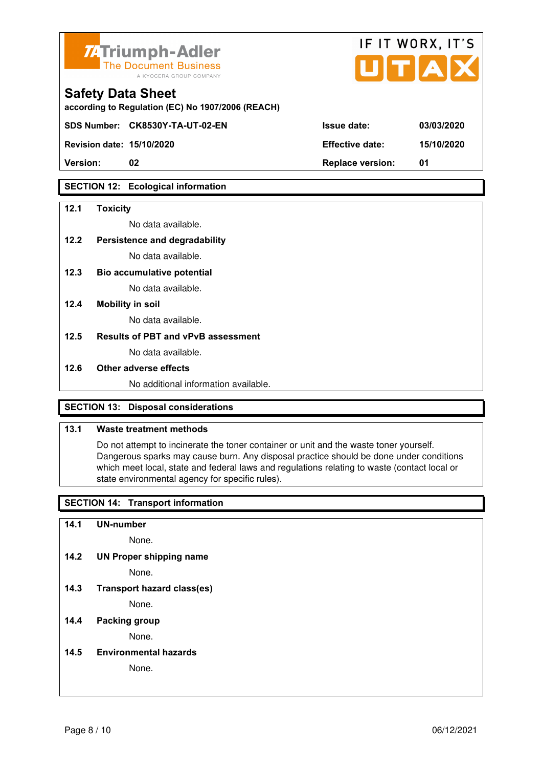Triumph-Adler
The Document Business
A KYOCERA GROUP COMPANY

IF IT WORX, IT'S UTAX

# Safety Data Sheet

according to Regulation (EC) No 1907/2006 (REACH)

| | | | |
|---|---|---|---|
| **SDS Number:** | **CK8530Y-TA-UT-02-EN** | **Issue date:** | **03/03/2020** |
| **Revision date:** | **15/10/2020** | **Effective date:** | **15/10/2020** |
| **Version:** | **02** | **Replace version:** | **01** |

## SECTION 12: Ecological information

**12.1 Toxicity**

No data available.

**12.2 Persistence and degradability**

No data available.

**12.3 Bio accumulative potential**

No data available.

**12.4 Mobility in soil**

No data available.

**12.5 Results of PBT and vPvB assessment**

No data available.

**12.6 Other adverse effects**

No additional information available.

## SECTION 13: Disposal considerations

**13.1 Waste treatment methods**

Do not attempt to incinerate the toner container or unit and the waste toner yourself. Dangerous sparks may cause burn. Any disposal practice should be done under conditions which meet local, state and federal laws and regulations relating to waste (contact local or state environmental agency for specific rules).

## SECTION 14: Transport information

**14.1 UN-number**

None.

**14.2 UN Proper shipping name**

None.

**14.3 Transport hazard class(es)**

None.

**14.4 Packing group**

None.

**14.5 Environmental hazards**

None.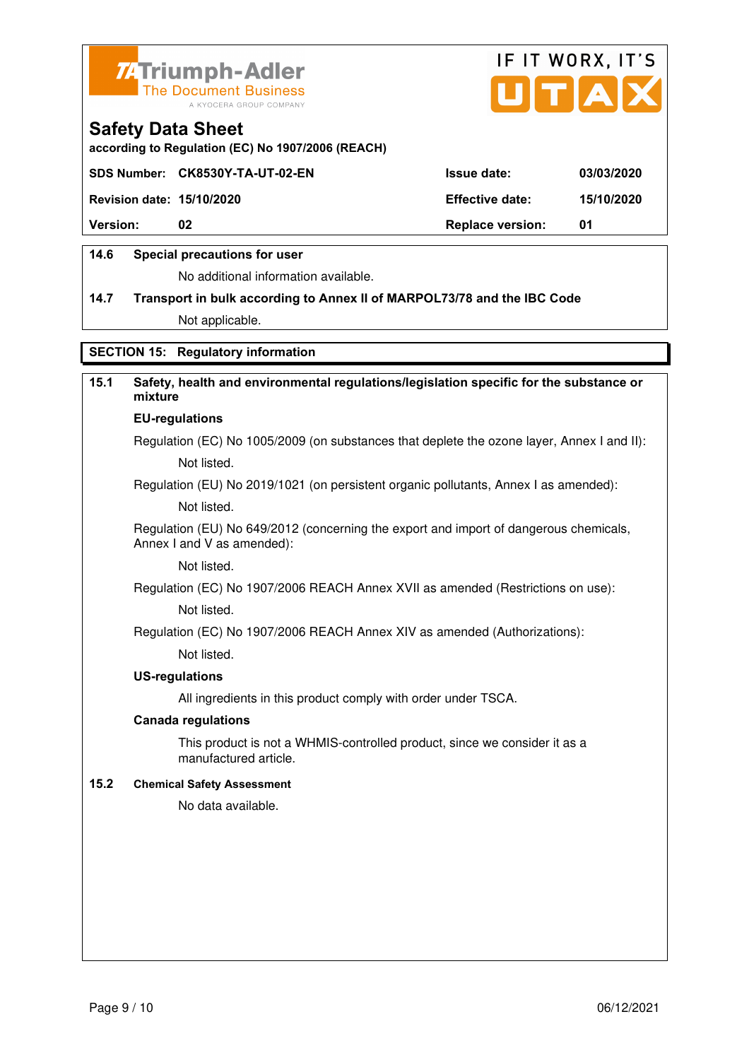**Safety Data Sheet**
according to Regulation (EC) No 1907/2006 (REACH)

| SDS Number: | CK8530Y-TA-UT-02-EN | Issue date: | 03/03/2020 |
|---|---|---|---|
| Revision date: | 15/10/2020 | Effective date: | 15/10/2020 |
| Version: | 02 | Replace version: | 01 |

**14.6 Special precautions for user**

No additional information available.

**14.7 Transport in bulk according to Annex II of MARPOL73/78 and the IBC Code**

Not applicable.

## SECTION 15: Regulatory information

**15.1 Safety, health and environmental regulations/legislation specific for the substance or mixture**

**EU-regulations**

Regulation (EC) No 1005/2009 (on substances that deplete the ozone layer, Annex I and II):

Not listed.

Regulation (EU) No 2019/1021 (on persistent organic pollutants, Annex I as amended):

Not listed.

Regulation (EU) No 649/2012 (concerning the export and import of dangerous chemicals, Annex I and V as amended):

Not listed.

Regulation (EC) No 1907/2006 REACH Annex XVII as amended (Restrictions on use):

Not listed.

Regulation (EC) No 1907/2006 REACH Annex XIV as amended (Authorizations):

Not listed.

**US-regulations**

All ingredients in this product comply with order under TSCA.

**Canada regulations**

This product is not a WHMIS-controlled product, since we consider it as a manufactured article.

**15.2 Chemical Safety Assessment**

No data available.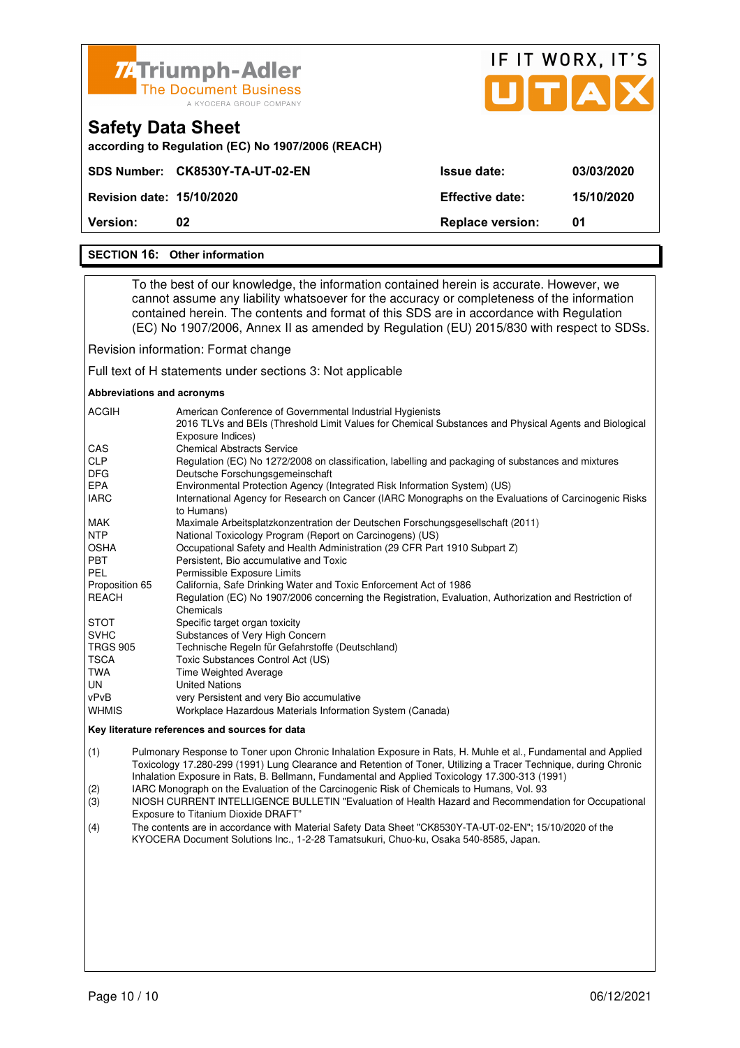## SECTION 16: Other information

To the best of our knowledge, the information contained herein is accurate. However, we cannot assume any liability whatsoever for the accuracy or completeness of the information contained herein. The contents and format of this SDS are in accordance with Regulation (EC) No 1907/2006, Annex II as amended by Regulation (EU) 2015/830 with respect to SDSs.

Revision information: Format change

Full text of H statements under sections 3: Not applicable

**Abbreviations and acronyms**

| | |
|---|---|
| ACGIH | American Conference of Governmental Industrial Hygienists<br>2016 TLVs and BEIs (Threshold Limit Values for Chemical Substances and Physical Agents and Biological Exposure Indices) |
| CAS | Chemical Abstracts Service |
| CLP | Regulation (EC) No 1272/2008 on classification, labelling and packaging of substances and mixtures |
| DFG | Deutsche Forschungsgemeinschaft |
| EPA | Environmental Protection Agency (Integrated Risk Information System) (US) |
| IARC | International Agency for Research on Cancer (IARC Monographs on the Evaluations of Carcinogenic Risks to Humans) |
| MAK | Maximale Arbeitsplatzkonzentration der Deutschen Forschungsgesellschaft (2011) |
| NTP | National Toxicology Program (Report on Carcinogens) (US) |
| OSHA | Occupational Safety and Health Administration (29 CFR Part 1910 Subpart Z) |
| PBT | Persistent, Bio accumulative and Toxic |
| PEL | Permissible Exposure Limits |
| Proposition 65 | California, Safe Drinking Water and Toxic Enforcement Act of 1986 |
| REACH | Regulation (EC) No 1907/2006 concerning the Registration, Evaluation, Authorization and Restriction of Chemicals |
| STOT | Specific target organ toxicity |
| SVHC | Substances of Very High Concern |
| TRGS 905 | Technische Regeln für Gefahrstoffe (Deutschland) |
| TSCA | Toxic Substances Control Act (US) |
| TWA | Time Weighted Average |
| UN | United Nations |
| vPvB | very Persistent and very Bio accumulative |
| WHMIS | Workplace Hazardous Materials Information System (Canada) |

**Key literature references and sources for data**

(1) Pulmonary Response to Toner upon Chronic Inhalation Exposure in Rats, H. Muhle et al., Fundamental and Applied Toxicology 17.280-299 (1991) Lung Clearance and Retention of Toner, Utilizing a Tracer Technique, during Chronic Inhalation Exposure in Rats, B. Bellmann, Fundamental and Applied Toxicology 17.300-313 (1991)

(2) IARC Monograph on the Evaluation of the Carcinogenic Risk of Chemicals to Humans, Vol. 93

(3) NIOSH CURRENT INTELLIGENCE BULLETIN "Evaluation of Health Hazard and Recommendation for Occupational Exposure to Titanium Dioxide DRAFT"

(4) The contents are in accordance with Material Safety Data Sheet "CK8530Y-TA-UT-02-EN"; 15/10/2020 of the KYOCERA Document Solutions Inc., 1-2-28 Tamatsukuri, Chuo-ku, Osaka 540-8585, Japan.